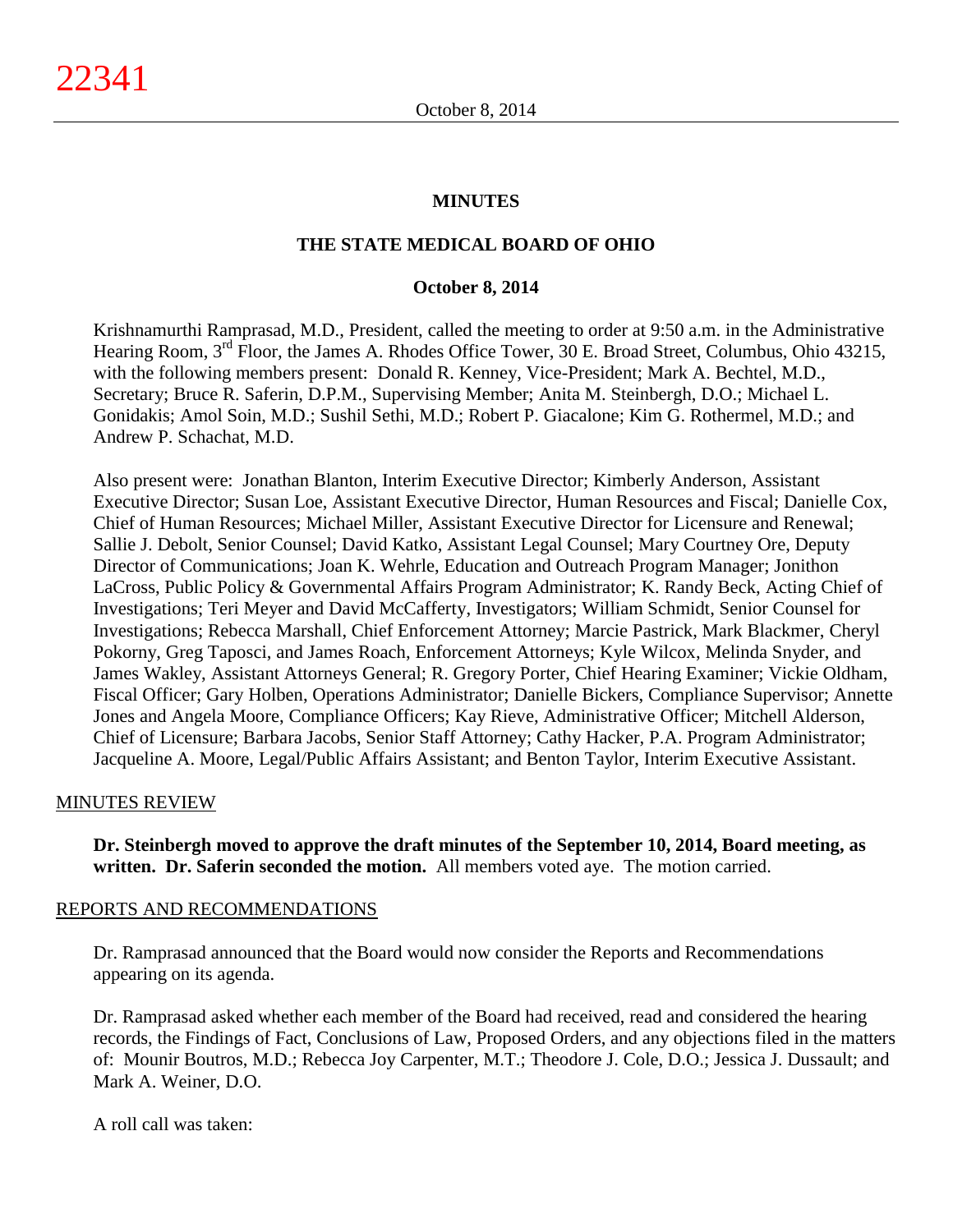# MINUTES

## THE STATE MEDICAL BOARD OF OHIO

### October 8, 2014

Krishnamurthi Ramprasad, M.D., President, called the meeting to order at 9:50 a.m. in the Administrative Hearing Room, 3rd Floor, the James A. Rhodes Office Tower, 30 E. Broad Street, Columbus, Ohio 43215, with the following members present: Donald R. Kenney, Vice-President; Mark A. Bechtel, M.D., Secretary; Bruce R. Saferin, D.P.M., Supervising Member; Anita M. Steinbergh, D.O.; Michael L. Gonidakis; Amol Soin, M.D.; Sushil Sethi, M.D.; Robert P. Giacalone; Kim G. Rothermel, M.D.; and Andrew P. Schachat, M.D.

Also present were: Jonathan Blanton, Interim Executive Director; Kimberly Anderson, Assistant Executive Director; Susan Loe, Assistant Executive Director, Human Resources and Fiscal; Danielle Cox, Chief of Human Resources; Michael Miller, Assistant Executive Director for Licensure and Renewal; Sallie J. Debolt, Senior Counsel; David Katko, Assistant Legal Counsel; Mary Courtney Ore, Deputy Director of Communications; Joan K. Wehrle, Education and Outreach Program Manager; Jonithon LaCross, Public Policy & Governmental Affairs Program Administrator; K. Randy Beck, Acting Chief of Investigations; Teri Meyer and David McCafferty, Investigators; William Schmidt, Senior Counsel for Investigations; Rebecca Marshall, Chief Enforcement Attorney; Marcie Pastrick, Mark Blackmer, Cheryl Pokorny, Greg Taposci, and James Roach, Enforcement Attorneys; Kyle Wilcox, Melinda Snyder, and James Wakley, Assistant Attorneys General; R. Gregory Porter, Chief Hearing Examiner; Vickie Oldham, Fiscal Officer; Gary Holben, Operations Administrator; Danielle Bickers, Compliance Supervisor; Annette Jones and Angela Moore, Compliance Officers; Kay Rieve, Administrative Officer; Mitchell Alderson, Chief of Licensure; Barbara Jacobs, Senior Staff Attorney; Cathy Hacker, P.A. Program Administrator; Jacqueline A. Moore, Legal/Public Affairs Assistant; and Benton Taylor, Interim Executive Assistant.

MINUTES REVIEW

**Dr. Steinbergh moved to approve the draft minutes of the September 10, 2014, Board meeting, as written. Dr. Saferin seconded the motion.** All members voted aye. The motion carried.

REPORTS AND RECOMMENDATIONS

Dr. Ramprasad announced that the Board would now consider the Reports and Recommendations appearing on its agenda.

Dr. Ramprasad asked whether each member of the Board had received, read and considered the hearing records, the Findings of Fact, Conclusions of Law, Proposed Orders, and any objections filed in the matters of: Mounir Boutros, M.D.; Rebecca Joy Carpenter, M.T.; Theodore J. Cole, D.O.; Jessica J. Dussault; and Mark A. Weiner, D.O.

A roll call was taken: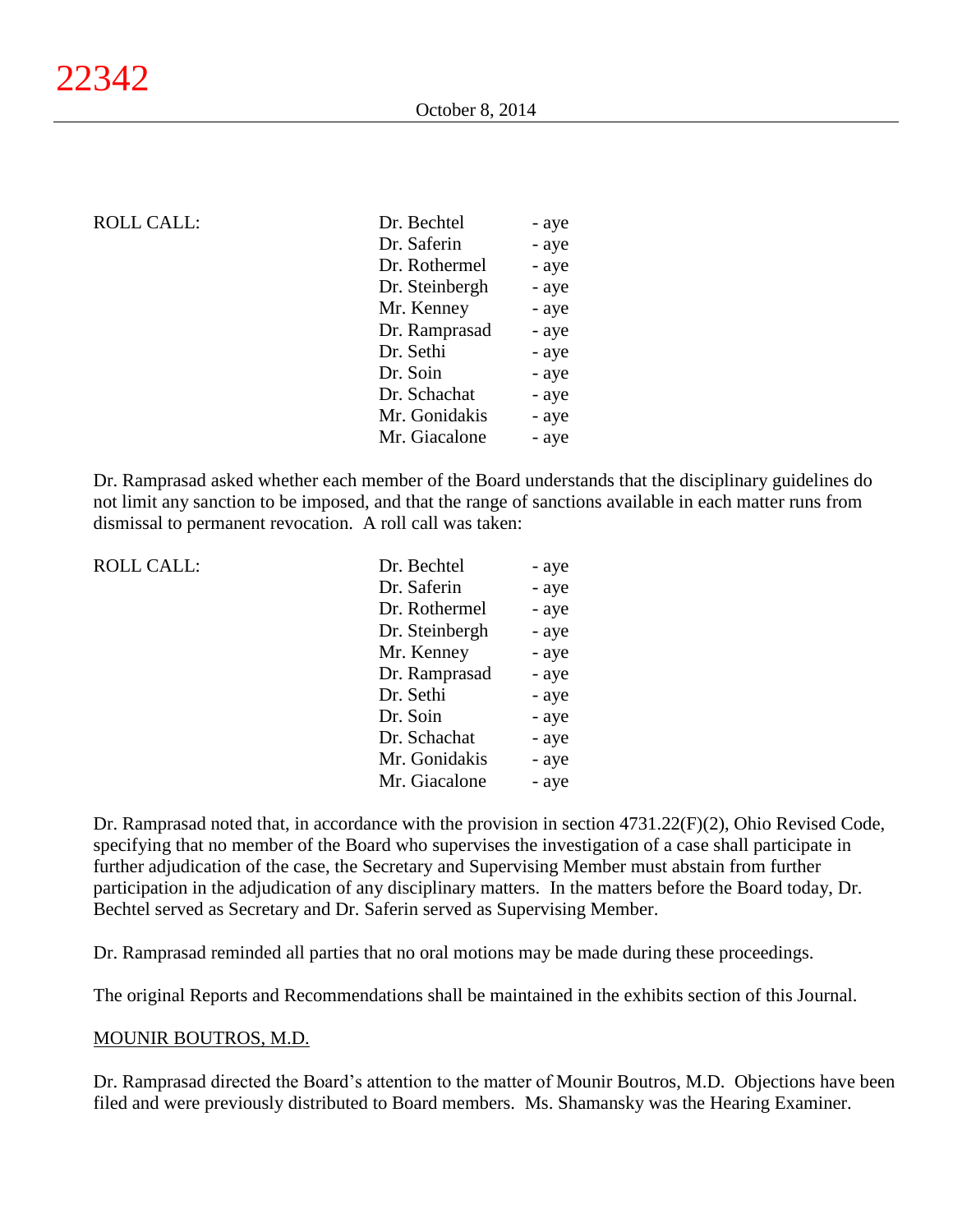ROLL CALL:

| | |
|---|---|
| Dr. Bechtel | - aye |
| Dr. Saferin | - aye |
| Dr. Rothermel | - aye |
| Dr. Steinbergh | - aye |
| Mr. Kenney | - aye |
| Dr. Ramprasad | - aye |
| Dr. Sethi | - aye |
| Dr. Soin | - aye |
| Dr. Schachat | - aye |
| Mr. Gonidakis | - aye |
| Mr. Giacalone | - aye |

Dr. Ramprasad asked whether each member of the Board understands that the disciplinary guidelines do not limit any sanction to be imposed, and that the range of sanctions available in each matter runs from dismissal to permanent revocation. A roll call was taken:

ROLL CALL:

| | |
|---|---|
| Dr. Bechtel | - aye |
| Dr. Saferin | - aye |
| Dr. Rothermel | - aye |
| Dr. Steinbergh | - aye |
| Mr. Kenney | - aye |
| Dr. Ramprasad | - aye |
| Dr. Sethi | - aye |
| Dr. Soin | - aye |
| Dr. Schachat | - aye |
| Mr. Gonidakis | - aye |
| Mr. Giacalone | - aye |

Dr. Ramprasad noted that, in accordance with the provision in section 4731.22(F)(2), Ohio Revised Code, specifying that no member of the Board who supervises the investigation of a case shall participate in further adjudication of the case, the Secretary and Supervising Member must abstain from further participation in the adjudication of any disciplinary matters. In the matters before the Board today, Dr. Bechtel served as Secretary and Dr. Saferin served as Supervising Member.

Dr. Ramprasad reminded all parties that no oral motions may be made during these proceedings.

The original Reports and Recommendations shall be maintained in the exhibits section of this Journal.

MOUNIR BOUTROS, M.D.

Dr. Ramprasad directed the Board's attention to the matter of Mounir Boutros, M.D. Objections have been filed and were previously distributed to Board members. Ms. Shamansky was the Hearing Examiner.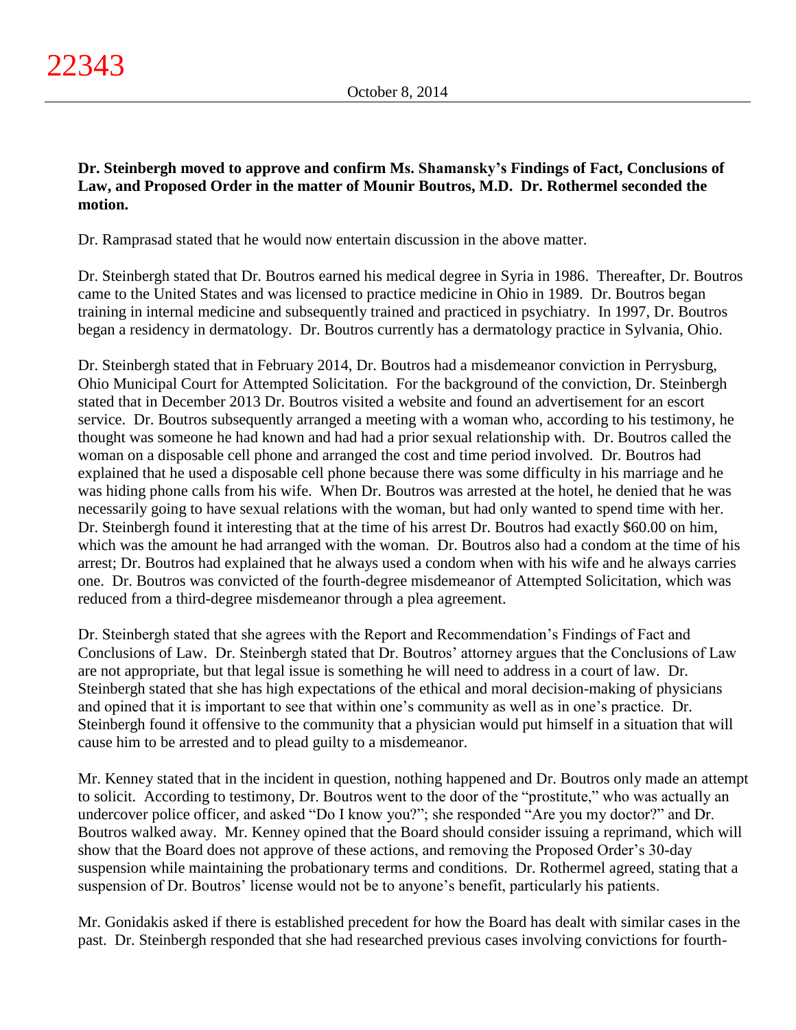**Dr. Steinbergh moved to approve and confirm Ms. Shamansky's Findings of Fact, Conclusions of Law, and Proposed Order in the matter of Mounir Boutros, M.D. Dr. Rothermel seconded the motion.**

Dr. Ramprasad stated that he would now entertain discussion in the above matter.

Dr. Steinbergh stated that Dr. Boutros earned his medical degree in Syria in 1986. Thereafter, Dr. Boutros came to the United States and was licensed to practice medicine in Ohio in 1989. Dr. Boutros began training in internal medicine and subsequently trained and practiced in psychiatry. In 1997, Dr. Boutros began a residency in dermatology. Dr. Boutros currently has a dermatology practice in Sylvania, Ohio.

Dr. Steinbergh stated that in February 2014, Dr. Boutros had a misdemeanor conviction in Perrysburg, Ohio Municipal Court for Attempted Solicitation. For the background of the conviction, Dr. Steinbergh stated that in December 2013 Dr. Boutros visited a website and found an advertisement for an escort service. Dr. Boutros subsequently arranged a meeting with a woman who, according to his testimony, he thought was someone he had known and had had a prior sexual relationship with. Dr. Boutros called the woman on a disposable cell phone and arranged the cost and time period involved. Dr. Boutros had explained that he used a disposable cell phone because there was some difficulty in his marriage and he was hiding phone calls from his wife. When Dr. Boutros was arrested at the hotel, he denied that he was necessarily going to have sexual relations with the woman, but had only wanted to spend time with her. Dr. Steinbergh found it interesting that at the time of his arrest Dr. Boutros had exactly $60.00 on him, which was the amount he had arranged with the woman. Dr. Boutros also had a condom at the time of his arrest; Dr. Boutros had explained that he always used a condom when with his wife and he always carries one. Dr. Boutros was convicted of the fourth-degree misdemeanor of Attempted Solicitation, which was reduced from a third-degree misdemeanor through a plea agreement.

Dr. Steinbergh stated that she agrees with the Report and Recommendation's Findings of Fact and Conclusions of Law. Dr. Steinbergh stated that Dr. Boutros' attorney argues that the Conclusions of Law are not appropriate, but that legal issue is something he will need to address in a court of law. Dr. Steinbergh stated that she has high expectations of the ethical and moral decision-making of physicians and opined that it is important to see that within one's community as well as in one's practice. Dr. Steinbergh found it offensive to the community that a physician would put himself in a situation that will cause him to be arrested and to plead guilty to a misdemeanor.

Mr. Kenney stated that in the incident in question, nothing happened and Dr. Boutros only made an attempt to solicit. According to testimony, Dr. Boutros went to the door of the "prostitute," who was actually an undercover police officer, and asked "Do I know you?"; she responded "Are you my doctor?" and Dr. Boutros walked away. Mr. Kenney opined that the Board should consider issuing a reprimand, which will show that the Board does not approve of these actions, and removing the Proposed Order's 30-day suspension while maintaining the probationary terms and conditions. Dr. Rothermel agreed, stating that a suspension of Dr. Boutros' license would not be to anyone's benefit, particularly his patients.

Mr. Gonidakis asked if there is established precedent for how the Board has dealt with similar cases in the past. Dr. Steinbergh responded that she had researched previous cases involving convictions for fourth-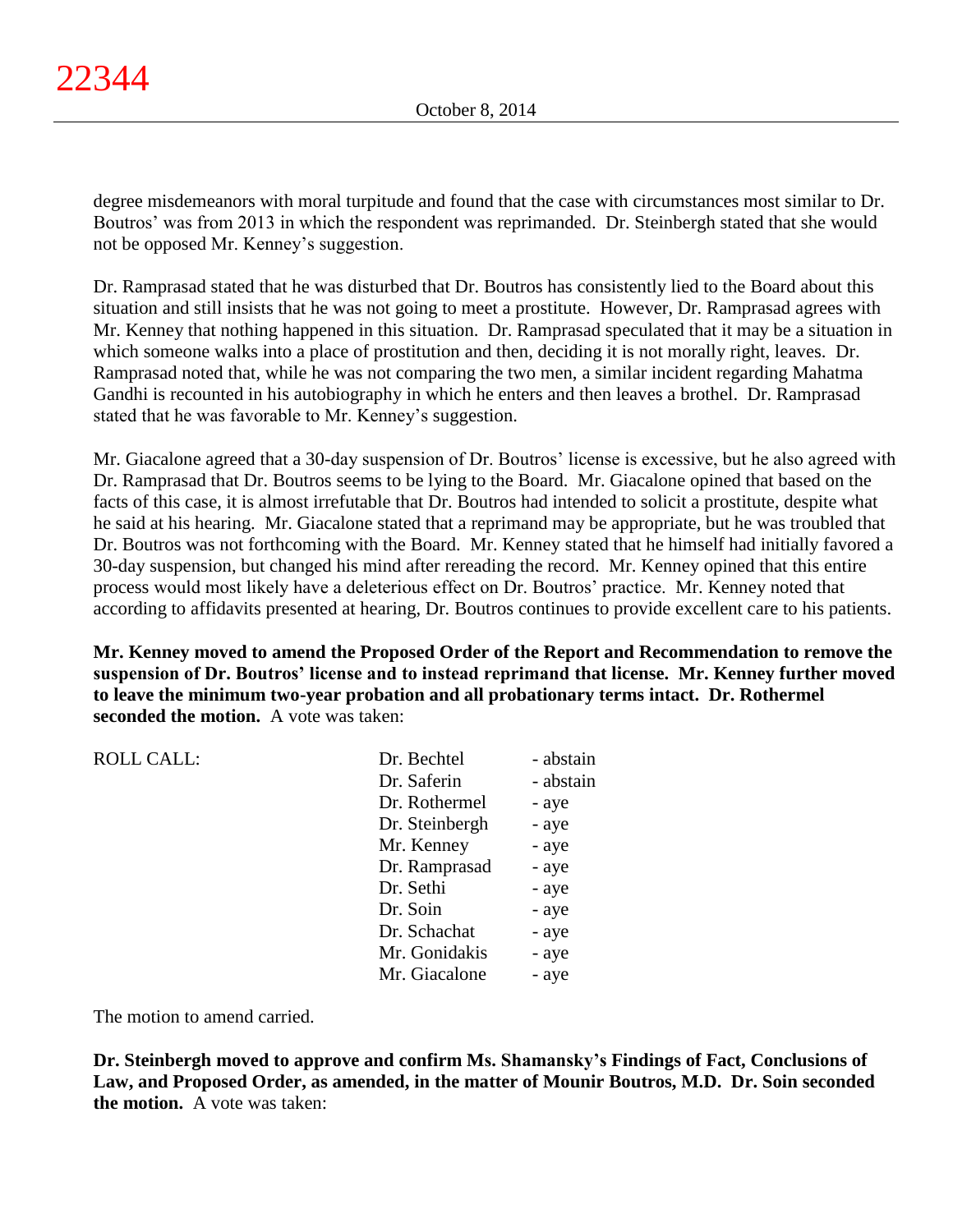degree misdemeanors with moral turpitude and found that the case with circumstances most similar to Dr. Boutros' was from 2013 in which the respondent was reprimanded. Dr. Steinbergh stated that she would not be opposed Mr. Kenney's suggestion.

Dr. Ramprasad stated that he was disturbed that Dr. Boutros has consistently lied to the Board about this situation and still insists that he was not going to meet a prostitute. However, Dr. Ramprasad agrees with Mr. Kenney that nothing happened in this situation. Dr. Ramprasad speculated that it may be a situation in which someone walks into a place of prostitution and then, deciding it is not morally right, leaves. Dr. Ramprasad noted that, while he was not comparing the two men, a similar incident regarding Mahatma Gandhi is recounted in his autobiography in which he enters and then leaves a brothel. Dr. Ramprasad stated that he was favorable to Mr. Kenney's suggestion.

Mr. Giacalone agreed that a 30-day suspension of Dr. Boutros' license is excessive, but he also agreed with Dr. Ramprasad that Dr. Boutros seems to be lying to the Board. Mr. Giacalone opined that based on the facts of this case, it is almost irrefutable that Dr. Boutros had intended to solicit a prostitute, despite what he said at his hearing. Mr. Giacalone stated that a reprimand may be appropriate, but he was troubled that Dr. Boutros was not forthcoming with the Board. Mr. Kenney stated that he himself had initially favored a 30-day suspension, but changed his mind after rereading the record. Mr. Kenney opined that this entire process would most likely have a deleterious effect on Dr. Boutros' practice. Mr. Kenney noted that according to affidavits presented at hearing, Dr. Boutros continues to provide excellent care to his patients.

**Mr. Kenney moved to amend the Proposed Order of the Report and Recommendation to remove the suspension of Dr. Boutros' license and to instead reprimand that license. Mr. Kenney further moved to leave the minimum two-year probation and all probationary terms intact. Dr. Rothermel seconded the motion.** A vote was taken:

ROLL CALL:

| | |
|---|---|
| Dr. Bechtel | - abstain |
| Dr. Saferin | - abstain |
| Dr. Rothermel | - aye |
| Dr. Steinbergh | - aye |
| Mr. Kenney | - aye |
| Dr. Ramprasad | - aye |
| Dr. Sethi | - aye |
| Dr. Soin | - aye |
| Dr. Schachat | - aye |
| Mr. Gonidakis | - aye |
| Mr. Giacalone | - aye |

The motion to amend carried.

**Dr. Steinbergh moved to approve and confirm Ms. Shamansky's Findings of Fact, Conclusions of Law, and Proposed Order, as amended, in the matter of Mounir Boutros, M.D. Dr. Soin seconded the motion.** A vote was taken: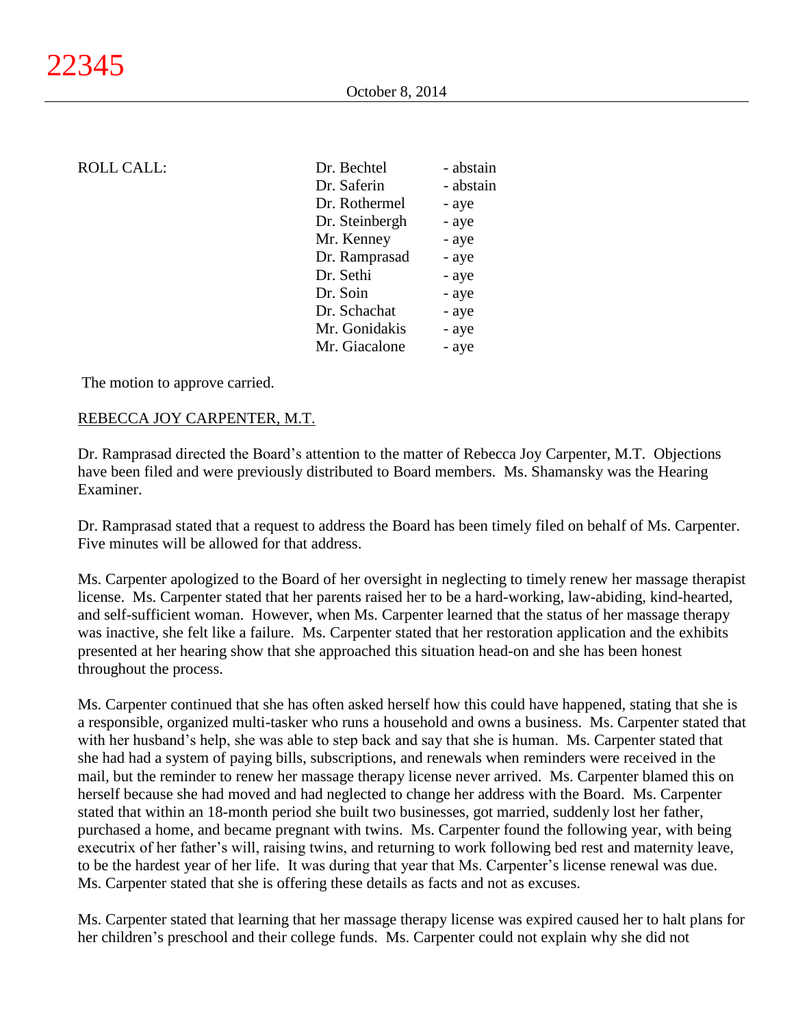ROLL CALL:

| | |
|---|---|
| Dr. Bechtel | - abstain |
| Dr. Saferin | - abstain |
| Dr. Rothermel | - aye |
| Dr. Steinbergh | - aye |
| Mr. Kenney | - aye |
| Dr. Ramprasad | - aye |
| Dr. Sethi | - aye |
| Dr. Soin | - aye |
| Dr. Schachat | - aye |
| Mr. Gonidakis | - aye |
| Mr. Giacalone | - aye |

The motion to approve carried.

REBECCA JOY CARPENTER, M.T.

Dr. Ramprasad directed the Board's attention to the matter of Rebecca Joy Carpenter, M.T. Objections have been filed and were previously distributed to Board members. Ms. Shamansky was the Hearing Examiner.

Dr. Ramprasad stated that a request to address the Board has been timely filed on behalf of Ms. Carpenter. Five minutes will be allowed for that address.

Ms. Carpenter apologized to the Board of her oversight in neglecting to timely renew her massage therapist license. Ms. Carpenter stated that her parents raised her to be a hard-working, law-abiding, kind-hearted, and self-sufficient woman. However, when Ms. Carpenter learned that the status of her massage therapy was inactive, she felt like a failure. Ms. Carpenter stated that her restoration application and the exhibits presented at her hearing show that she approached this situation head-on and she has been honest throughout the process.

Ms. Carpenter continued that she has often asked herself how this could have happened, stating that she is a responsible, organized multi-tasker who runs a household and owns a business. Ms. Carpenter stated that with her husband's help, she was able to step back and say that she is human. Ms. Carpenter stated that she had had a system of paying bills, subscriptions, and renewals when reminders were received in the mail, but the reminder to renew her massage therapy license never arrived. Ms. Carpenter blamed this on herself because she had moved and had neglected to change her address with the Board. Ms. Carpenter stated that within an 18-month period she built two businesses, got married, suddenly lost her father, purchased a home, and became pregnant with twins. Ms. Carpenter found the following year, with being executrix of her father's will, raising twins, and returning to work following bed rest and maternity leave, to be the hardest year of her life. It was during that year that Ms. Carpenter's license renewal was due. Ms. Carpenter stated that she is offering these details as facts and not as excuses.

Ms. Carpenter stated that learning that her massage therapy license was expired caused her to halt plans for her children's preschool and their college funds. Ms. Carpenter could not explain why she did not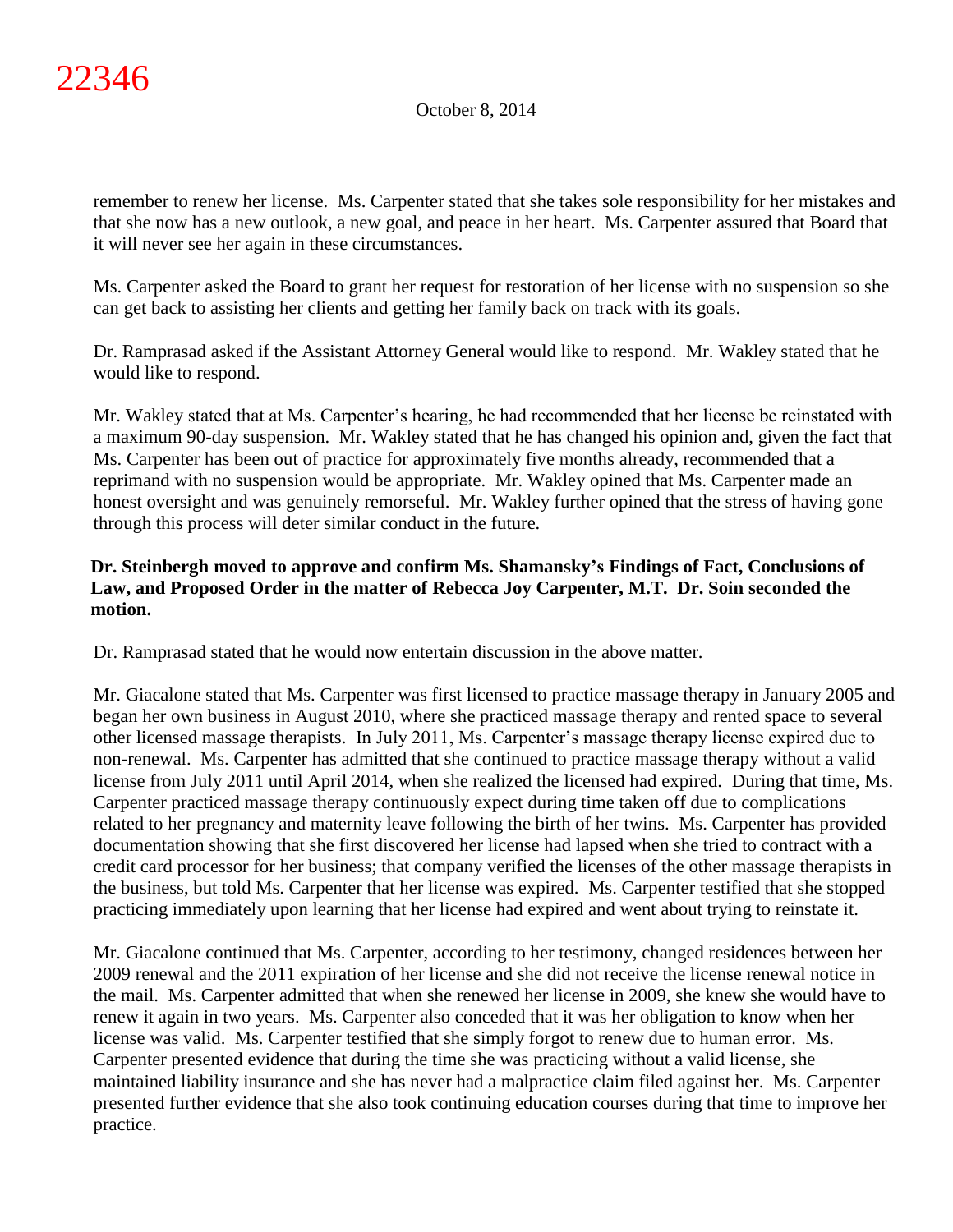remember to renew her license. Ms. Carpenter stated that she takes sole responsibility for her mistakes and that she now has a new outlook, a new goal, and peace in her heart. Ms. Carpenter assured that Board that it will never see her again in these circumstances.

Ms. Carpenter asked the Board to grant her request for restoration of her license with no suspension so she can get back to assisting her clients and getting her family back on track with its goals.

Dr. Ramprasad asked if the Assistant Attorney General would like to respond. Mr. Wakley stated that he would like to respond.

Mr. Wakley stated that at Ms. Carpenter's hearing, he had recommended that her license be reinstated with a maximum 90-day suspension. Mr. Wakley stated that he has changed his opinion and, given the fact that Ms. Carpenter has been out of practice for approximately five months already, recommended that a reprimand with no suspension would be appropriate. Mr. Wakley opined that Ms. Carpenter made an honest oversight and was genuinely remorseful. Mr. Wakley further opined that the stress of having gone through this process will deter similar conduct in the future.

**Dr. Steinbergh moved to approve and confirm Ms. Shamansky's Findings of Fact, Conclusions of Law, and Proposed Order in the matter of Rebecca Joy Carpenter, M.T. Dr. Soin seconded the motion.**

Dr. Ramprasad stated that he would now entertain discussion in the above matter.

Mr. Giacalone stated that Ms. Carpenter was first licensed to practice massage therapy in January 2005 and began her own business in August 2010, where she practiced massage therapy and rented space to several other licensed massage therapists. In July 2011, Ms. Carpenter's massage therapy license expired due to non-renewal. Ms. Carpenter has admitted that she continued to practice massage therapy without a valid license from July 2011 until April 2014, when she realized the licensed had expired. During that time, Ms. Carpenter practiced massage therapy continuously expect during time taken off due to complications related to her pregnancy and maternity leave following the birth of her twins. Ms. Carpenter has provided documentation showing that she first discovered her license had lapsed when she tried to contract with a credit card processor for her business; that company verified the licenses of the other massage therapists in the business, but told Ms. Carpenter that her license was expired. Ms. Carpenter testified that she stopped practicing immediately upon learning that her license had expired and went about trying to reinstate it.

Mr. Giacalone continued that Ms. Carpenter, according to her testimony, changed residences between her 2009 renewal and the 2011 expiration of her license and she did not receive the license renewal notice in the mail. Ms. Carpenter admitted that when she renewed her license in 2009, she knew she would have to renew it again in two years. Ms. Carpenter also conceded that it was her obligation to know when her license was valid. Ms. Carpenter testified that she simply forgot to renew due to human error. Ms. Carpenter presented evidence that during the time she was practicing without a valid license, she maintained liability insurance and she has never had a malpractice claim filed against her. Ms. Carpenter presented further evidence that she also took continuing education courses during that time to improve her practice.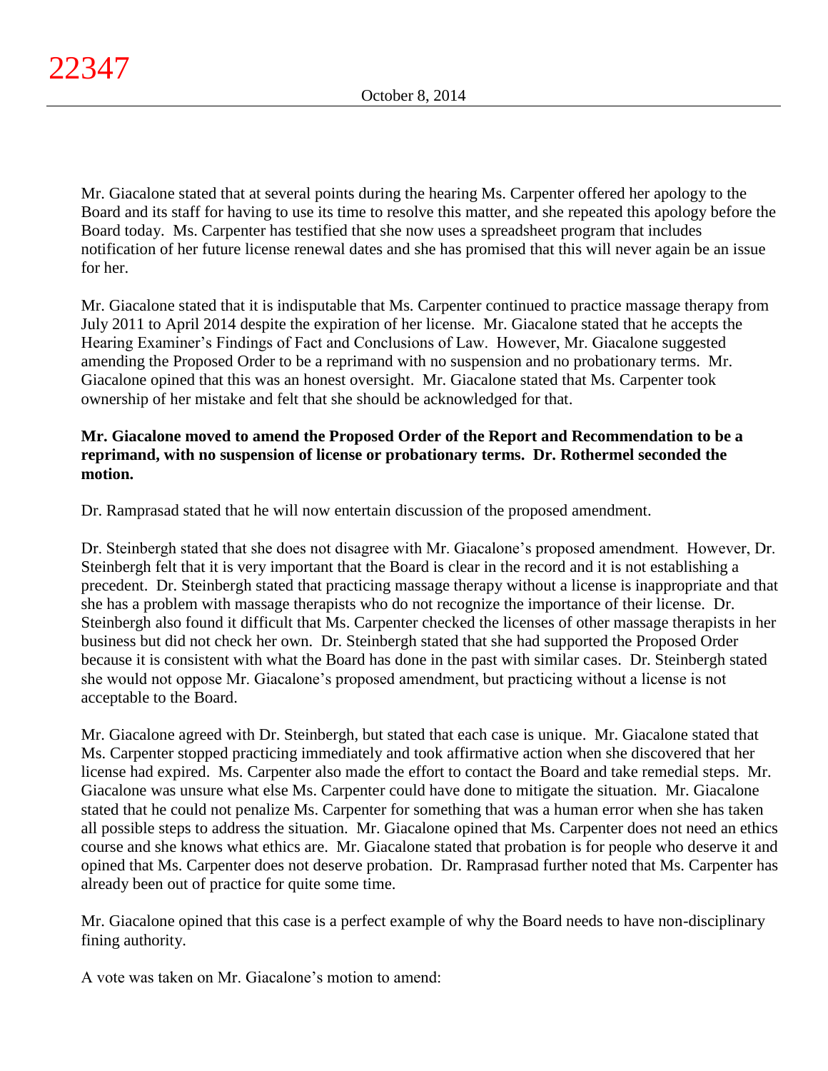Mr. Giacalone stated that at several points during the hearing Ms. Carpenter offered her apology to the Board and its staff for having to use its time to resolve this matter, and she repeated this apology before the Board today. Ms. Carpenter has testified that she now uses a spreadsheet program that includes notification of her future license renewal dates and she has promised that this will never again be an issue for her.

Mr. Giacalone stated that it is indisputable that Ms. Carpenter continued to practice massage therapy from July 2011 to April 2014 despite the expiration of her license. Mr. Giacalone stated that he accepts the Hearing Examiner's Findings of Fact and Conclusions of Law. However, Mr. Giacalone suggested amending the Proposed Order to be a reprimand with no suspension and no probationary terms. Mr. Giacalone opined that this was an honest oversight. Mr. Giacalone stated that Ms. Carpenter took ownership of her mistake and felt that she should be acknowledged for that.

**Mr. Giacalone moved to amend the Proposed Order of the Report and Recommendation to be a reprimand, with no suspension of license or probationary terms. Dr. Rothermel seconded the motion.**

Dr. Ramprasad stated that he will now entertain discussion of the proposed amendment.

Dr. Steinbergh stated that she does not disagree with Mr. Giacalone's proposed amendment. However, Dr. Steinbergh felt that it is very important that the Board is clear in the record and it is not establishing a precedent. Dr. Steinbergh stated that practicing massage therapy without a license is inappropriate and that she has a problem with massage therapists who do not recognize the importance of their license. Dr. Steinbergh also found it difficult that Ms. Carpenter checked the licenses of other massage therapists in her business but did not check her own. Dr. Steinbergh stated that she had supported the Proposed Order because it is consistent with what the Board has done in the past with similar cases. Dr. Steinbergh stated she would not oppose Mr. Giacalone's proposed amendment, but practicing without a license is not acceptable to the Board.

Mr. Giacalone agreed with Dr. Steinbergh, but stated that each case is unique. Mr. Giacalone stated that Ms. Carpenter stopped practicing immediately and took affirmative action when she discovered that her license had expired. Ms. Carpenter also made the effort to contact the Board and take remedial steps. Mr. Giacalone was unsure what else Ms. Carpenter could have done to mitigate the situation. Mr. Giacalone stated that he could not penalize Ms. Carpenter for something that was a human error when she has taken all possible steps to address the situation. Mr. Giacalone opined that Ms. Carpenter does not need an ethics course and she knows what ethics are. Mr. Giacalone stated that probation is for people who deserve it and opined that Ms. Carpenter does not deserve probation. Dr. Ramprasad further noted that Ms. Carpenter has already been out of practice for quite some time.

Mr. Giacalone opined that this case is a perfect example of why the Board needs to have non-disciplinary fining authority.

A vote was taken on Mr. Giacalone's motion to amend: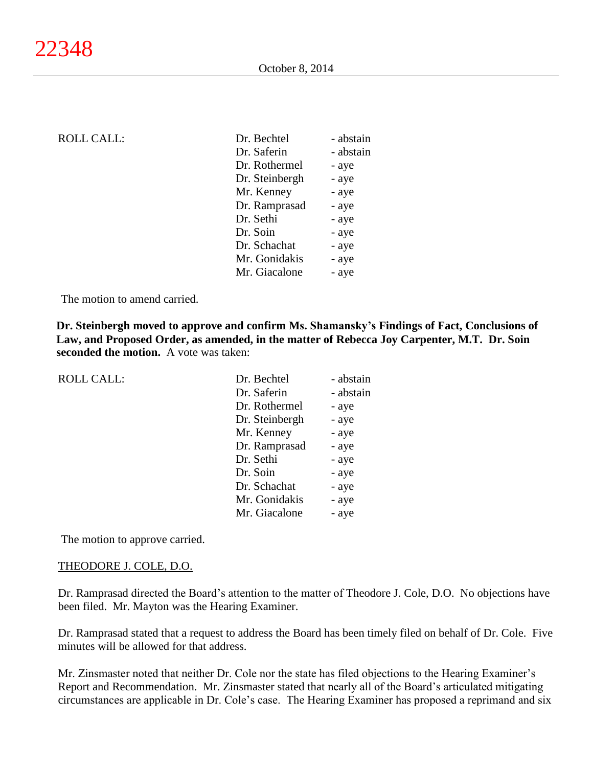| ROLL CALL: | | |
|---|---|---|
| | Dr. Bechtel | - abstain |
| | Dr. Saferin | - abstain |
| | Dr. Rothermel | - aye |
| | Dr. Steinbergh | - aye |
| | Mr. Kenney | - aye |
| | Dr. Ramprasad | - aye |
| | Dr. Sethi | - aye |
| | Dr. Soin | - aye |
| | Dr. Schachat | - aye |
| | Mr. Gonidakis | - aye |
| | Mr. Giacalone | - aye |

The motion to amend carried.

**Dr. Steinbergh moved to approve and confirm Ms. Shamansky's Findings of Fact, Conclusions of Law, and Proposed Order, as amended, in the matter of Rebecca Joy Carpenter, M.T. Dr. Soin seconded the motion.** A vote was taken:

| ROLL CALL: | | |
|---|---|---|
| | Dr. Bechtel | - abstain |
| | Dr. Saferin | - abstain |
| | Dr. Rothermel | - aye |
| | Dr. Steinbergh | - aye |
| | Mr. Kenney | - aye |
| | Dr. Ramprasad | - aye |
| | Dr. Sethi | - aye |
| | Dr. Soin | - aye |
| | Dr. Schachat | - aye |
| | Mr. Gonidakis | - aye |
| | Mr. Giacalone | - aye |

The motion to approve carried.

THEODORE J. COLE, D.O.

Dr. Ramprasad directed the Board's attention to the matter of Theodore J. Cole, D.O. No objections have been filed. Mr. Mayton was the Hearing Examiner.

Dr. Ramprasad stated that a request to address the Board has been timely filed on behalf of Dr. Cole. Five minutes will be allowed for that address.

Mr. Zinsmaster noted that neither Dr. Cole nor the state has filed objections to the Hearing Examiner's Report and Recommendation. Mr. Zinsmaster stated that nearly all of the Board's articulated mitigating circumstances are applicable in Dr. Cole's case. The Hearing Examiner has proposed a reprimand and six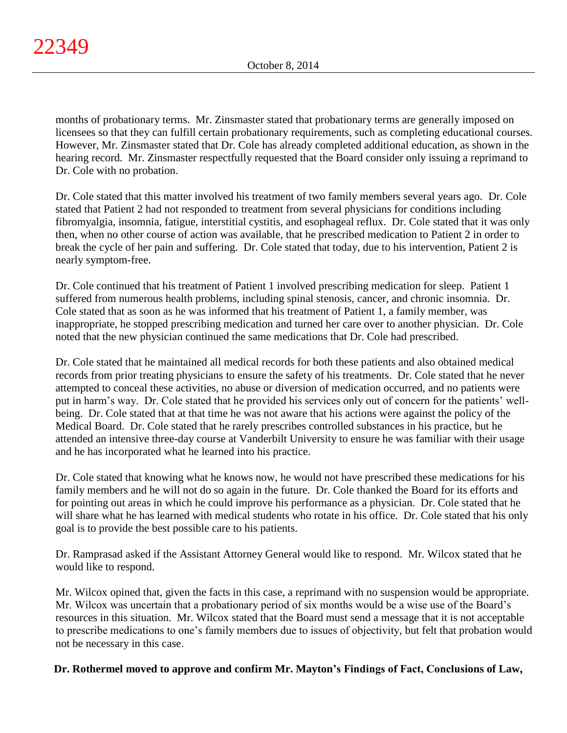months of probationary terms. Mr. Zinsmaster stated that probationary terms are generally imposed on licensees so that they can fulfill certain probationary requirements, such as completing educational courses. However, Mr. Zinsmaster stated that Dr. Cole has already completed additional education, as shown in the hearing record. Mr. Zinsmaster respectfully requested that the Board consider only issuing a reprimand to Dr. Cole with no probation.

Dr. Cole stated that this matter involved his treatment of two family members several years ago. Dr. Cole stated that Patient 2 had not responded to treatment from several physicians for conditions including fibromyalgia, insomnia, fatigue, interstitial cystitis, and esophageal reflux. Dr. Cole stated that it was only then, when no other course of action was available, that he prescribed medication to Patient 2 in order to break the cycle of her pain and suffering. Dr. Cole stated that today, due to his intervention, Patient 2 is nearly symptom-free.

Dr. Cole continued that his treatment of Patient 1 involved prescribing medication for sleep. Patient 1 suffered from numerous health problems, including spinal stenosis, cancer, and chronic insomnia. Dr. Cole stated that as soon as he was informed that his treatment of Patient 1, a family member, was inappropriate, he stopped prescribing medication and turned her care over to another physician. Dr. Cole noted that the new physician continued the same medications that Dr. Cole had prescribed.

Dr. Cole stated that he maintained all medical records for both these patients and also obtained medical records from prior treating physicians to ensure the safety of his treatments. Dr. Cole stated that he never attempted to conceal these activities, no abuse or diversion of medication occurred, and no patients were put in harm's way. Dr. Cole stated that he provided his services only out of concern for the patients' well-being. Dr. Cole stated that at that time he was not aware that his actions were against the policy of the Medical Board. Dr. Cole stated that he rarely prescribes controlled substances in his practice, but he attended an intensive three-day course at Vanderbilt University to ensure he was familiar with their usage and he has incorporated what he learned into his practice.

Dr. Cole stated that knowing what he knows now, he would not have prescribed these medications for his family members and he will not do so again in the future. Dr. Cole thanked the Board for its efforts and for pointing out areas in which he could improve his performance as a physician. Dr. Cole stated that he will share what he has learned with medical students who rotate in his office. Dr. Cole stated that his only goal is to provide the best possible care to his patients.

Dr. Ramprasad asked if the Assistant Attorney General would like to respond. Mr. Wilcox stated that he would like to respond.

Mr. Wilcox opined that, given the facts in this case, a reprimand with no suspension would be appropriate. Mr. Wilcox was uncertain that a probationary period of six months would be a wise use of the Board's resources in this situation. Mr. Wilcox stated that the Board must send a message that it is not acceptable to prescribe medications to one's family members due to issues of objectivity, but felt that probation would not be necessary in this case.

**Dr. Rothermel moved to approve and confirm Mr. Mayton's Findings of Fact, Conclusions of Law,**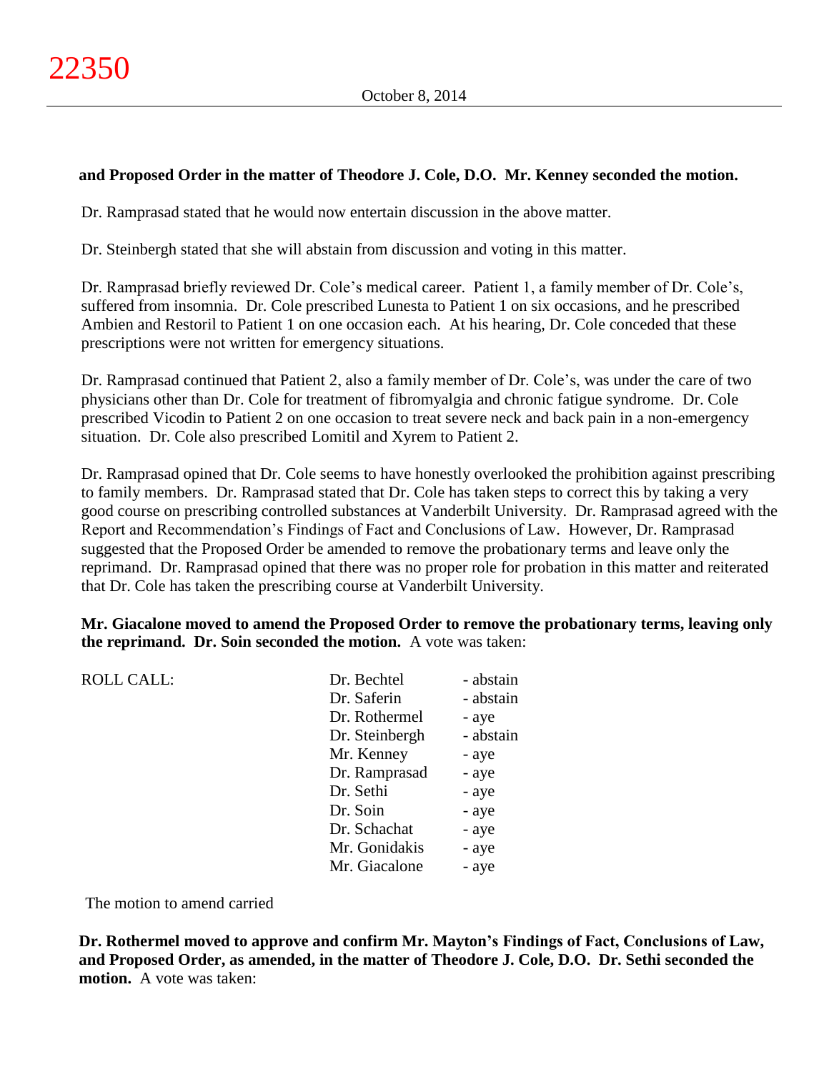**and Proposed Order in the matter of Theodore J. Cole, D.O. Mr. Kenney seconded the motion.**

Dr. Ramprasad stated that he would now entertain discussion in the above matter.

Dr. Steinbergh stated that she will abstain from discussion and voting in this matter.

Dr. Ramprasad briefly reviewed Dr. Cole's medical career. Patient 1, a family member of Dr. Cole's, suffered from insomnia. Dr. Cole prescribed Lunesta to Patient 1 on six occasions, and he prescribed Ambien and Restoril to Patient 1 on one occasion each. At his hearing, Dr. Cole conceded that these prescriptions were not written for emergency situations.

Dr. Ramprasad continued that Patient 2, also a family member of Dr. Cole's, was under the care of two physicians other than Dr. Cole for treatment of fibromyalgia and chronic fatigue syndrome. Dr. Cole prescribed Vicodin to Patient 2 on one occasion to treat severe neck and back pain in a non-emergency situation. Dr. Cole also prescribed Lomitil and Xyrem to Patient 2.

Dr. Ramprasad opined that Dr. Cole seems to have honestly overlooked the prohibition against prescribing to family members. Dr. Ramprasad stated that Dr. Cole has taken steps to correct this by taking a very good course on prescribing controlled substances at Vanderbilt University. Dr. Ramprasad agreed with the Report and Recommendation's Findings of Fact and Conclusions of Law. However, Dr. Ramprasad suggested that the Proposed Order be amended to remove the probationary terms and leave only the reprimand. Dr. Ramprasad opined that there was no proper role for probation in this matter and reiterated that Dr. Cole has taken the prescribing course at Vanderbilt University.

**Mr. Giacalone moved to amend the Proposed Order to remove the probationary terms, leaving only the reprimand. Dr. Soin seconded the motion.** A vote was taken:

| ROLL CALL: | | |
|---|---|---|
| | Dr. Bechtel | - abstain |
| | Dr. Saferin | - abstain |
| | Dr. Rothermel | - aye |
| | Dr. Steinbergh | - abstain |
| | Mr. Kenney | - aye |
| | Dr. Ramprasad | - aye |
| | Dr. Sethi | - aye |
| | Dr. Soin | - aye |
| | Dr. Schachat | - aye |
| | Mr. Gonidakis | - aye |
| | Mr. Giacalone | - aye |

The motion to amend carried

**Dr. Rothermel moved to approve and confirm Mr. Mayton's Findings of Fact, Conclusions of Law, and Proposed Order, as amended, in the matter of Theodore J. Cole, D.O. Dr. Sethi seconded the motion.** A vote was taken: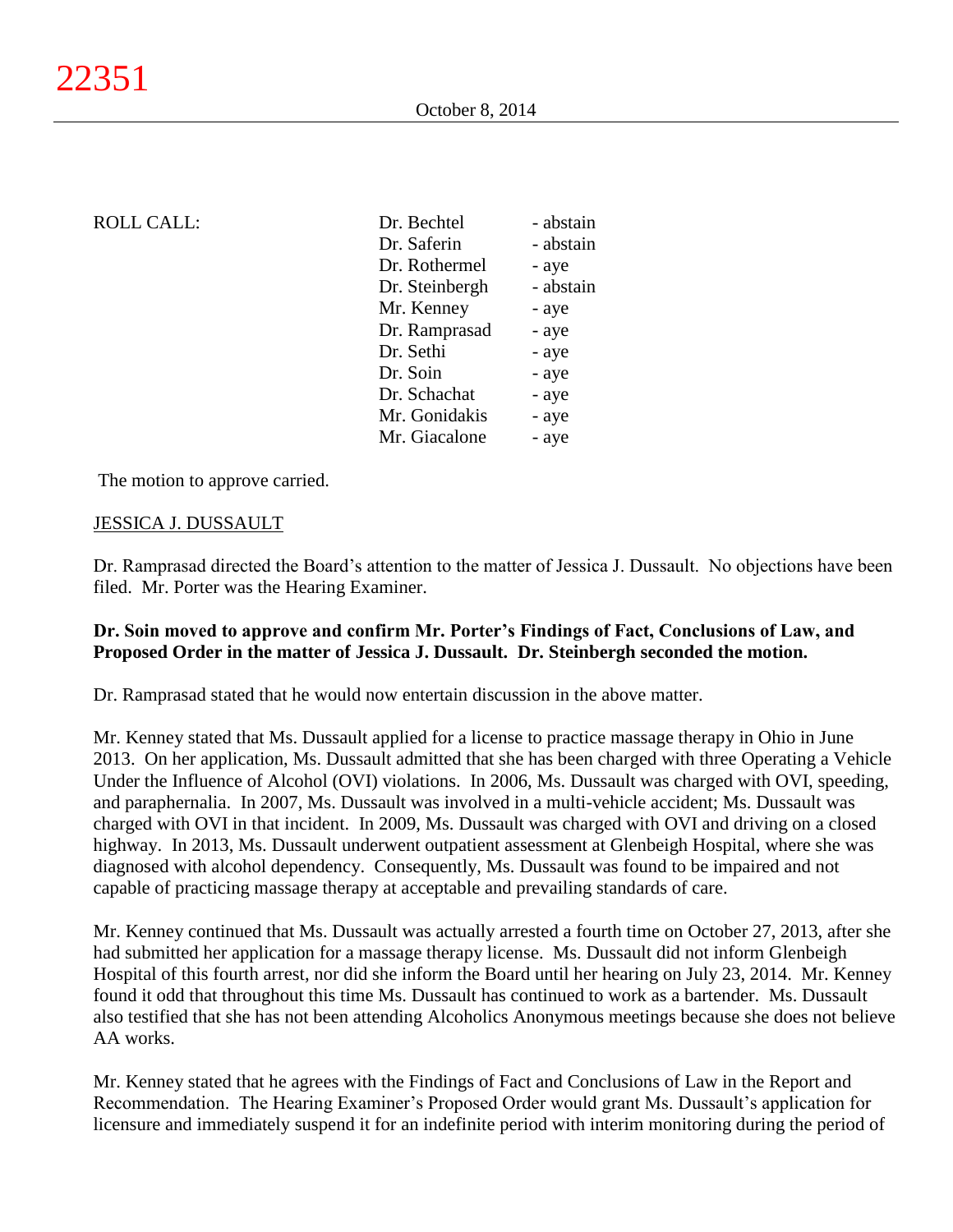ROLL CALL:

| | |
|---|---|
| Dr. Bechtel | - abstain |
| Dr. Saferin | - abstain |
| Dr. Rothermel | - aye |
| Dr. Steinbergh | - abstain |
| Mr. Kenney | - aye |
| Dr. Ramprasad | - aye |
| Dr. Sethi | - aye |
| Dr. Soin | - aye |
| Dr. Schachat | - aye |
| Mr. Gonidakis | - aye |
| Mr. Giacalone | - aye |

The motion to approve carried.

JESSICA J. DUSSAULT

Dr. Ramprasad directed the Board's attention to the matter of Jessica J. Dussault. No objections have been filed. Mr. Porter was the Hearing Examiner.

**Dr. Soin moved to approve and confirm Mr. Porter's Findings of Fact, Conclusions of Law, and Proposed Order in the matter of Jessica J. Dussault. Dr. Steinbergh seconded the motion.**

Dr. Ramprasad stated that he would now entertain discussion in the above matter.

Mr. Kenney stated that Ms. Dussault applied for a license to practice massage therapy in Ohio in June 2013. On her application, Ms. Dussault admitted that she has been charged with three Operating a Vehicle Under the Influence of Alcohol (OVI) violations. In 2006, Ms. Dussault was charged with OVI, speeding, and paraphernalia. In 2007, Ms. Dussault was involved in a multi-vehicle accident; Ms. Dussault was charged with OVI in that incident. In 2009, Ms. Dussault was charged with OVI and driving on a closed highway. In 2013, Ms. Dussault underwent outpatient assessment at Glenbeigh Hospital, where she was diagnosed with alcohol dependency. Consequently, Ms. Dussault was found to be impaired and not capable of practicing massage therapy at acceptable and prevailing standards of care.

Mr. Kenney continued that Ms. Dussault was actually arrested a fourth time on October 27, 2013, after she had submitted her application for a massage therapy license. Ms. Dussault did not inform Glenbeigh Hospital of this fourth arrest, nor did she inform the Board until her hearing on July 23, 2014. Mr. Kenney found it odd that throughout this time Ms. Dussault has continued to work as a bartender. Ms. Dussault also testified that she has not been attending Alcoholics Anonymous meetings because she does not believe AA works.

Mr. Kenney stated that he agrees with the Findings of Fact and Conclusions of Law in the Report and Recommendation. The Hearing Examiner's Proposed Order would grant Ms. Dussault's application for licensure and immediately suspend it for an indefinite period with interim monitoring during the period of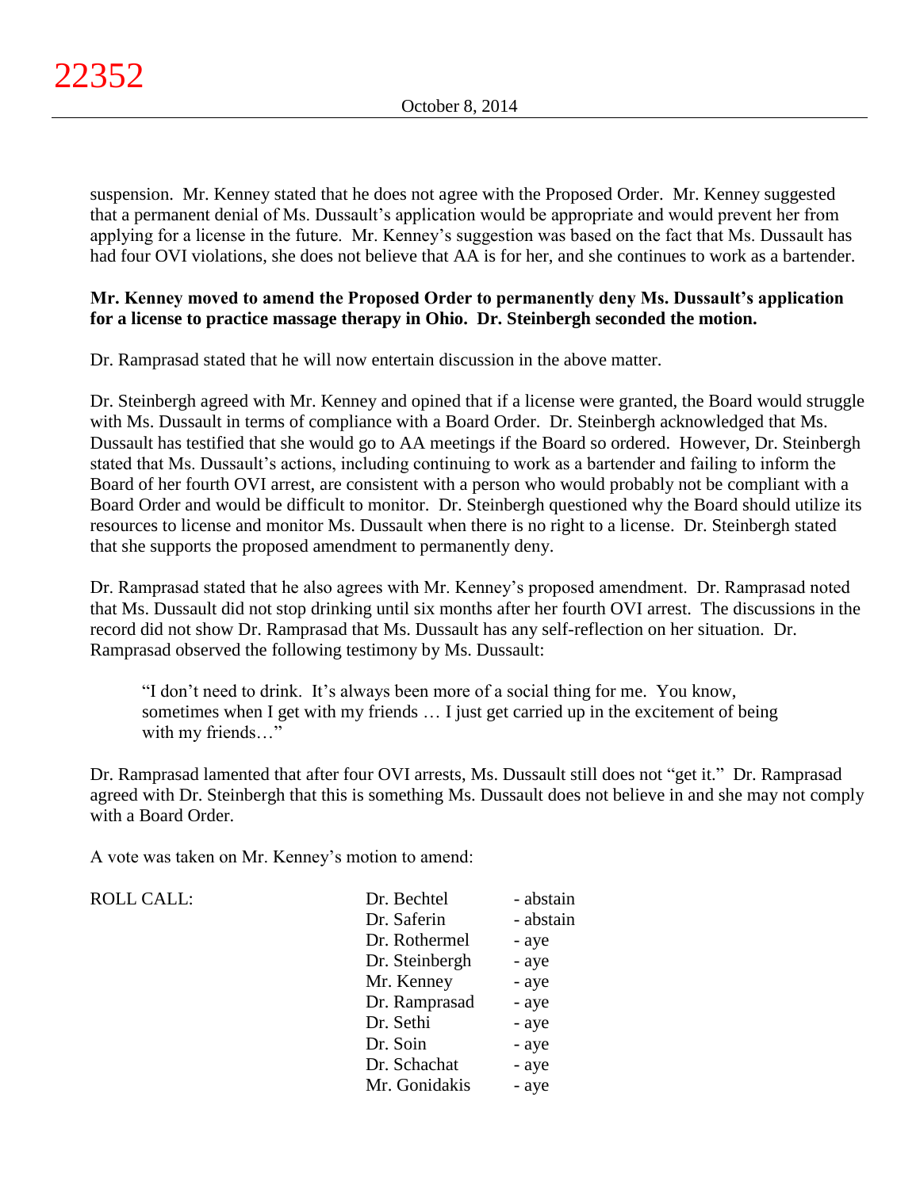suspension. Mr. Kenney stated that he does not agree with the Proposed Order. Mr. Kenney suggested that a permanent denial of Ms. Dussault's application would be appropriate and would prevent her from applying for a license in the future. Mr. Kenney's suggestion was based on the fact that Ms. Dussault has had four OVI violations, she does not believe that AA is for her, and she continues to work as a bartender.

**Mr. Kenney moved to amend the Proposed Order to permanently deny Ms. Dussault's application for a license to practice massage therapy in Ohio. Dr. Steinbergh seconded the motion.**

Dr. Ramprasad stated that he will now entertain discussion in the above matter.

Dr. Steinbergh agreed with Mr. Kenney and opined that if a license were granted, the Board would struggle with Ms. Dussault in terms of compliance with a Board Order. Dr. Steinbergh acknowledged that Ms. Dussault has testified that she would go to AA meetings if the Board so ordered. However, Dr. Steinbergh stated that Ms. Dussault's actions, including continuing to work as a bartender and failing to inform the Board of her fourth OVI arrest, are consistent with a person who would probably not be compliant with a Board Order and would be difficult to monitor. Dr. Steinbergh questioned why the Board should utilize its resources to license and monitor Ms. Dussault when there is no right to a license. Dr. Steinbergh stated that she supports the proposed amendment to permanently deny.

Dr. Ramprasad stated that he also agrees with Mr. Kenney's proposed amendment. Dr. Ramprasad noted that Ms. Dussault did not stop drinking until six months after her fourth OVI arrest. The discussions in the record did not show Dr. Ramprasad that Ms. Dussault has any self-reflection on her situation. Dr. Ramprasad observed the following testimony by Ms. Dussault:

> "I don't need to drink. It's always been more of a social thing for me. You know, sometimes when I get with my friends … I just get carried up in the excitement of being with my friends…"

Dr. Ramprasad lamented that after four OVI arrests, Ms. Dussault still does not "get it." Dr. Ramprasad agreed with Dr. Steinbergh that this is something Ms. Dussault does not believe in and she may not comply with a Board Order.

A vote was taken on Mr. Kenney's motion to amend:

| ROLL CALL: | | |
|---|---|---|
| | Dr. Bechtel | - abstain |
| | Dr. Saferin | - abstain |
| | Dr. Rothermel | - aye |
| | Dr. Steinbergh | - aye |
| | Mr. Kenney | - aye |
| | Dr. Ramprasad | - aye |
| | Dr. Sethi | - aye |
| | Dr. Soin | - aye |
| | Dr. Schachat | - aye |
| | Mr. Gonidakis | - aye |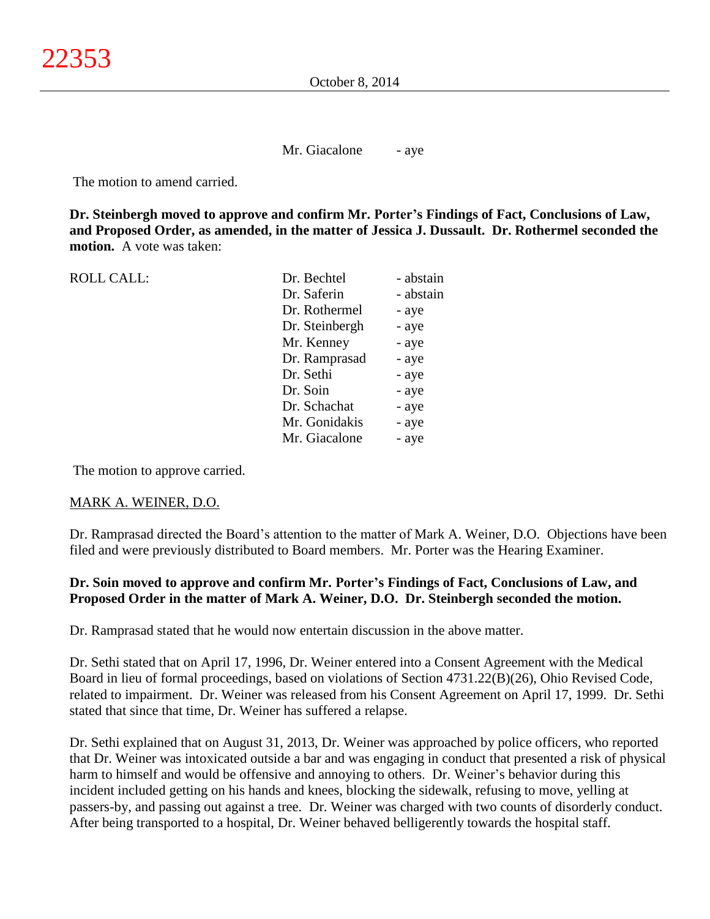Mr. Giacalone - aye

The motion to amend carried.

**Dr. Steinbergh moved to approve and confirm Mr. Porter's Findings of Fact, Conclusions of Law, and Proposed Order, as amended, in the matter of Jessica J. Dussault. Dr. Rothermel seconded the motion.** A vote was taken:

| ROLL CALL: | | |
|---|---|---|
| | Dr. Bechtel | - abstain |
| | Dr. Saferin | - abstain |
| | Dr. Rothermel | - aye |
| | Dr. Steinbergh | - aye |
| | Mr. Kenney | - aye |
| | Dr. Ramprasad | - aye |
| | Dr. Sethi | - aye |
| | Dr. Soin | - aye |
| | Dr. Schachat | - aye |
| | Mr. Gonidakis | - aye |
| | Mr. Giacalone | - aye |

The motion to approve carried.

MARK A. WEINER, D.O.

Dr. Ramprasad directed the Board's attention to the matter of Mark A. Weiner, D.O. Objections have been filed and were previously distributed to Board members. Mr. Porter was the Hearing Examiner.

**Dr. Soin moved to approve and confirm Mr. Porter's Findings of Fact, Conclusions of Law, and Proposed Order in the matter of Mark A. Weiner, D.O. Dr. Steinbergh seconded the motion.**

Dr. Ramprasad stated that he would now entertain discussion in the above matter.

Dr. Sethi stated that on April 17, 1996, Dr. Weiner entered into a Consent Agreement with the Medical Board in lieu of formal proceedings, based on violations of Section 4731.22(B)(26), Ohio Revised Code, related to impairment. Dr. Weiner was released from his Consent Agreement on April 17, 1999. Dr. Sethi stated that since that time, Dr. Weiner has suffered a relapse.

Dr. Sethi explained that on August 31, 2013, Dr. Weiner was approached by police officers, who reported that Dr. Weiner was intoxicated outside a bar and was engaging in conduct that presented a risk of physical harm to himself and would be offensive and annoying to others. Dr. Weiner's behavior during this incident included getting on his hands and knees, blocking the sidewalk, refusing to move, yelling at passers-by, and passing out against a tree. Dr. Weiner was charged with two counts of disorderly conduct. After being transported to a hospital, Dr. Weiner behaved belligerently towards the hospital staff.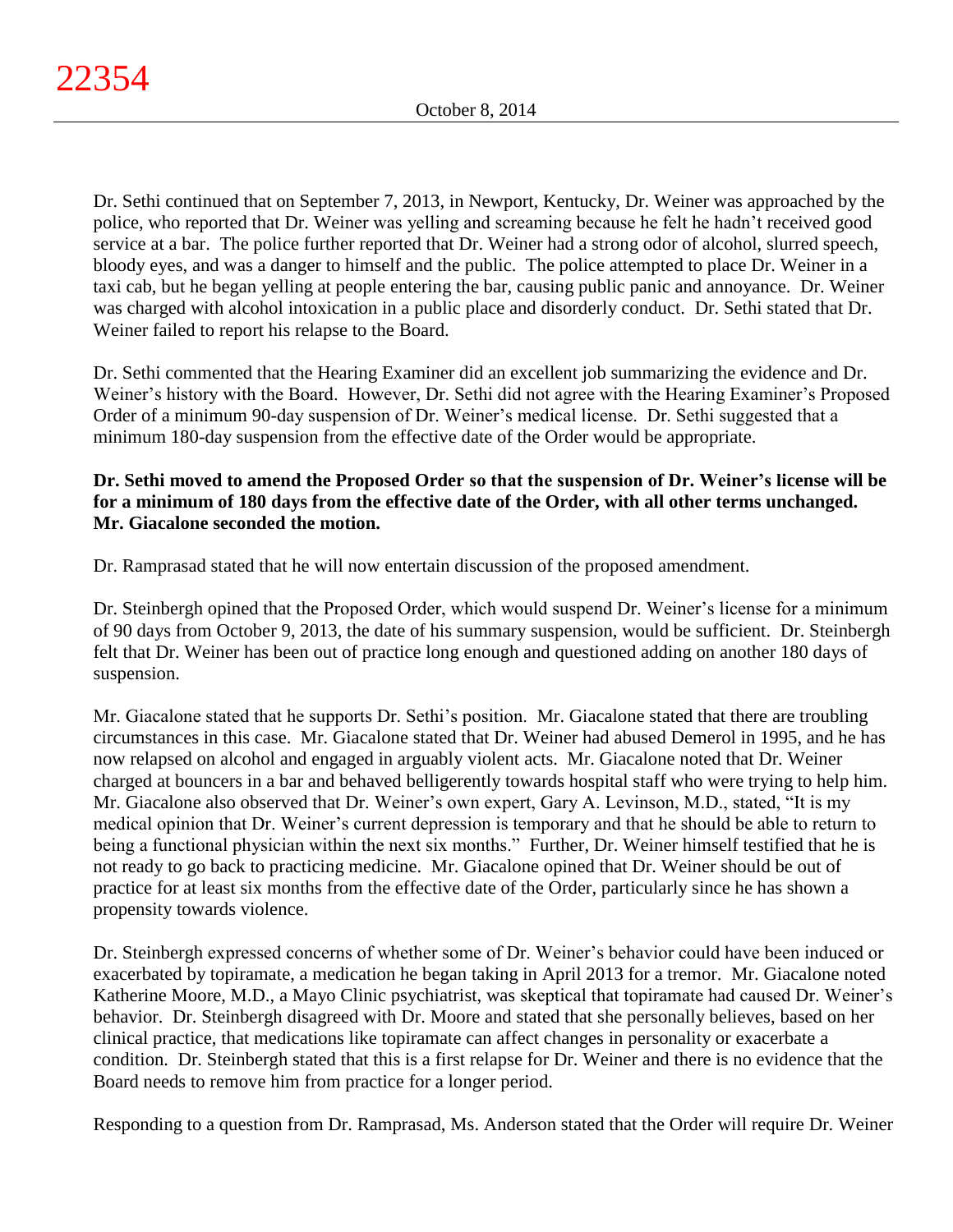Dr. Sethi continued that on September 7, 2013, in Newport, Kentucky, Dr. Weiner was approached by the police, who reported that Dr. Weiner was yelling and screaming because he felt he hadn't received good service at a bar. The police further reported that Dr. Weiner had a strong odor of alcohol, slurred speech, bloody eyes, and was a danger to himself and the public. The police attempted to place Dr. Weiner in a taxi cab, but he began yelling at people entering the bar, causing public panic and annoyance. Dr. Weiner was charged with alcohol intoxication in a public place and disorderly conduct. Dr. Sethi stated that Dr. Weiner failed to report his relapse to the Board.

Dr. Sethi commented that the Hearing Examiner did an excellent job summarizing the evidence and Dr. Weiner's history with the Board. However, Dr. Sethi did not agree with the Hearing Examiner's Proposed Order of a minimum 90-day suspension of Dr. Weiner's medical license. Dr. Sethi suggested that a minimum 180-day suspension from the effective date of the Order would be appropriate.

**Dr. Sethi moved to amend the Proposed Order so that the suspension of Dr. Weiner's license will be for a minimum of 180 days from the effective date of the Order, with all other terms unchanged. Mr. Giacalone seconded the motion.**

Dr. Ramprasad stated that he will now entertain discussion of the proposed amendment.

Dr. Steinbergh opined that the Proposed Order, which would suspend Dr. Weiner's license for a minimum of 90 days from October 9, 2013, the date of his summary suspension, would be sufficient. Dr. Steinbergh felt that Dr. Weiner has been out of practice long enough and questioned adding on another 180 days of suspension.

Mr. Giacalone stated that he supports Dr. Sethi's position. Mr. Giacalone stated that there are troubling circumstances in this case. Mr. Giacalone stated that Dr. Weiner had abused Demerol in 1995, and he has now relapsed on alcohol and engaged in arguably violent acts. Mr. Giacalone noted that Dr. Weiner charged at bouncers in a bar and behaved belligerently towards hospital staff who were trying to help him. Mr. Giacalone also observed that Dr. Weiner's own expert, Gary A. Levinson, M.D., stated, "It is my medical opinion that Dr. Weiner's current depression is temporary and that he should be able to return to being a functional physician within the next six months." Further, Dr. Weiner himself testified that he is not ready to go back to practicing medicine. Mr. Giacalone opined that Dr. Weiner should be out of practice for at least six months from the effective date of the Order, particularly since he has shown a propensity towards violence.

Dr. Steinbergh expressed concerns of whether some of Dr. Weiner's behavior could have been induced or exacerbated by topiramate, a medication he began taking in April 2013 for a tremor. Mr. Giacalone noted Katherine Moore, M.D., a Mayo Clinic psychiatrist, was skeptical that topiramate had caused Dr. Weiner's behavior. Dr. Steinbergh disagreed with Dr. Moore and stated that she personally believes, based on her clinical practice, that medications like topiramate can affect changes in personality or exacerbate a condition. Dr. Steinbergh stated that this is a first relapse for Dr. Weiner and there is no evidence that the Board needs to remove him from practice for a longer period.

Responding to a question from Dr. Ramprasad, Ms. Anderson stated that the Order will require Dr. Weiner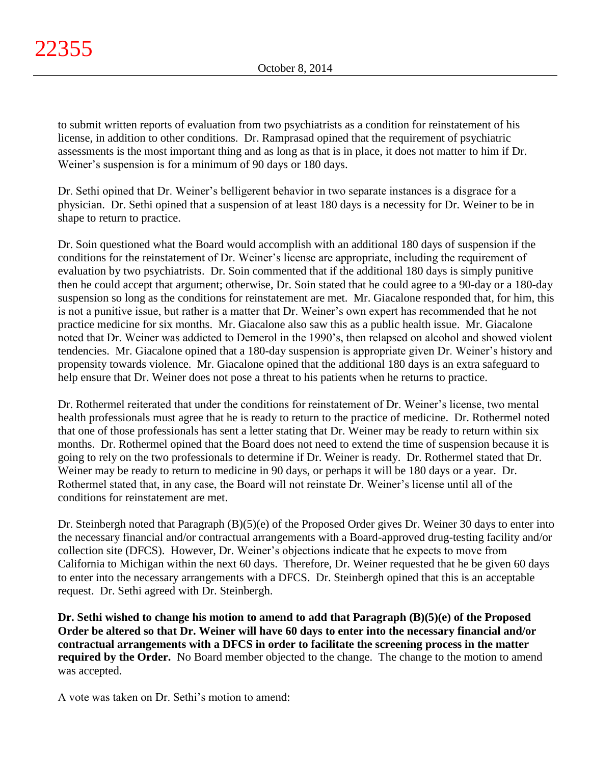to submit written reports of evaluation from two psychiatrists as a condition for reinstatement of his license, in addition to other conditions. Dr. Ramprasad opined that the requirement of psychiatric assessments is the most important thing and as long as that is in place, it does not matter to him if Dr. Weiner's suspension is for a minimum of 90 days or 180 days.

Dr. Sethi opined that Dr. Weiner's belligerent behavior in two separate instances is a disgrace for a physician. Dr. Sethi opined that a suspension of at least 180 days is a necessity for Dr. Weiner to be in shape to return to practice.

Dr. Soin questioned what the Board would accomplish with an additional 180 days of suspension if the conditions for the reinstatement of Dr. Weiner's license are appropriate, including the requirement of evaluation by two psychiatrists. Dr. Soin commented that if the additional 180 days is simply punitive then he could accept that argument; otherwise, Dr. Soin stated that he could agree to a 90-day or a 180-day suspension so long as the conditions for reinstatement are met. Mr. Giacalone responded that, for him, this is not a punitive issue, but rather is a matter that Dr. Weiner's own expert has recommended that he not practice medicine for six months. Mr. Giacalone also saw this as a public health issue. Mr. Giacalone noted that Dr. Weiner was addicted to Demerol in the 1990's, then relapsed on alcohol and showed violent tendencies. Mr. Giacalone opined that a 180-day suspension is appropriate given Dr. Weiner's history and propensity towards violence. Mr. Giacalone opined that the additional 180 days is an extra safeguard to help ensure that Dr. Weiner does not pose a threat to his patients when he returns to practice.

Dr. Rothermel reiterated that under the conditions for reinstatement of Dr. Weiner's license, two mental health professionals must agree that he is ready to return to the practice of medicine. Dr. Rothermel noted that one of those professionals has sent a letter stating that Dr. Weiner may be ready to return within six months. Dr. Rothermel opined that the Board does not need to extend the time of suspension because it is going to rely on the two professionals to determine if Dr. Weiner is ready. Dr. Rothermel stated that Dr. Weiner may be ready to return to medicine in 90 days, or perhaps it will be 180 days or a year. Dr. Rothermel stated that, in any case, the Board will not reinstate Dr. Weiner's license until all of the conditions for reinstatement are met.

Dr. Steinbergh noted that Paragraph (B)(5)(e) of the Proposed Order gives Dr. Weiner 30 days to enter into the necessary financial and/or contractual arrangements with a Board-approved drug-testing facility and/or collection site (DFCS). However, Dr. Weiner's objections indicate that he expects to move from California to Michigan within the next 60 days. Therefore, Dr. Weiner requested that he be given 60 days to enter into the necessary arrangements with a DFCS. Dr. Steinbergh opined that this is an acceptable request. Dr. Sethi agreed with Dr. Steinbergh.

**Dr. Sethi wished to change his motion to amend to add that Paragraph (B)(5)(e) of the Proposed Order be altered so that Dr. Weiner will have 60 days to enter into the necessary financial and/or contractual arrangements with a DFCS in order to facilitate the screening process in the matter required by the Order.** No Board member objected to the change. The change to the motion to amend was accepted.

A vote was taken on Dr. Sethi's motion to amend: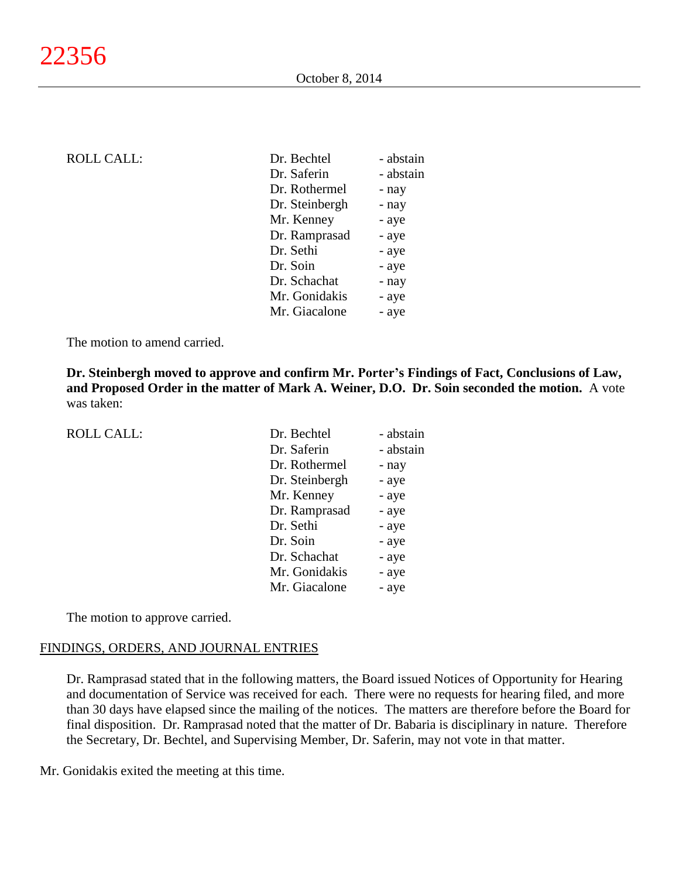ROLL CALL:

| | |
|---|---|
| Dr. Bechtel | - abstain |
| Dr. Saferin | - abstain |
| Dr. Rothermel | - nay |
| Dr. Steinbergh | - nay |
| Mr. Kenney | - aye |
| Dr. Ramprasad | - aye |
| Dr. Sethi | - aye |
| Dr. Soin | - aye |
| Dr. Schachat | - nay |
| Mr. Gonidakis | - aye |
| Mr. Giacalone | - aye |

The motion to amend carried.

**Dr. Steinbergh moved to approve and confirm Mr. Porter's Findings of Fact, Conclusions of Law, and Proposed Order in the matter of Mark A. Weiner, D.O. Dr. Soin seconded the motion.** A vote was taken:

ROLL CALL:

| | |
|---|---|
| Dr. Bechtel | - abstain |
| Dr. Saferin | - abstain |
| Dr. Rothermel | - nay |
| Dr. Steinbergh | - aye |
| Mr. Kenney | - aye |
| Dr. Ramprasad | - aye |
| Dr. Sethi | - aye |
| Dr. Soin | - aye |
| Dr. Schachat | - aye |
| Mr. Gonidakis | - aye |
| Mr. Giacalone | - aye |

The motion to approve carried.

FINDINGS, ORDERS, AND JOURNAL ENTRIES

Dr. Ramprasad stated that in the following matters, the Board issued Notices of Opportunity for Hearing and documentation of Service was received for each. There were no requests for hearing filed, and more than 30 days have elapsed since the mailing of the notices. The matters are therefore before the Board for final disposition. Dr. Ramprasad noted that the matter of Dr. Babaria is disciplinary in nature. Therefore the Secretary, Dr. Bechtel, and Supervising Member, Dr. Saferin, may not vote in that matter.

Mr. Gonidakis exited the meeting at this time.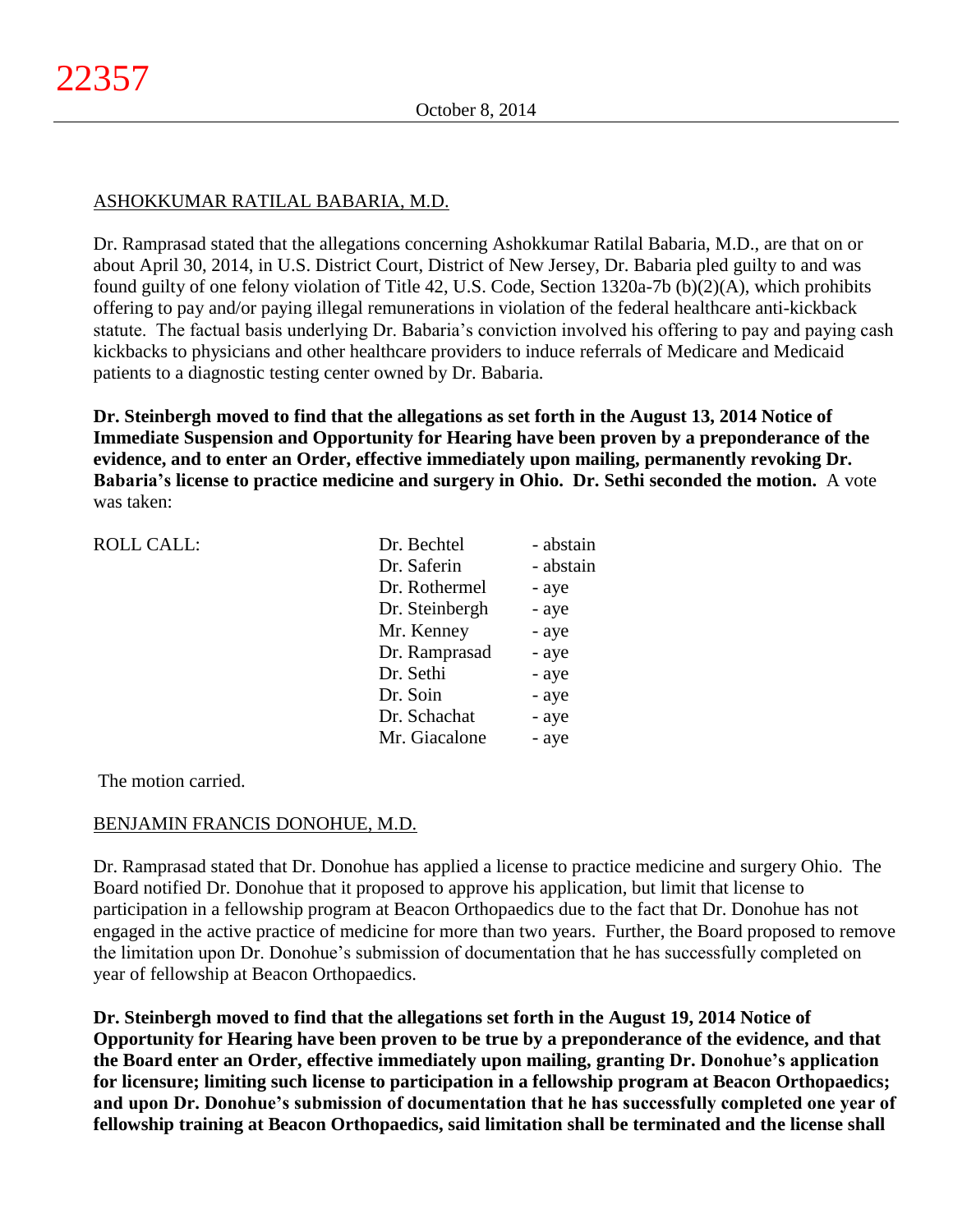ASHOKKUMAR RATILAL BABARIA, M.D.

Dr. Ramprasad stated that the allegations concerning Ashokkumar Ratilal Babaria, M.D., are that on or about April 30, 2014, in U.S. District Court, District of New Jersey, Dr. Babaria pled guilty to and was found guilty of one felony violation of Title 42, U.S. Code, Section 1320a-7b (b)(2)(A), which prohibits offering to pay and/or paying illegal remunerations in violation of the federal healthcare anti-kickback statute. The factual basis underlying Dr. Babaria's conviction involved his offering to pay and paying cash kickbacks to physicians and other healthcare providers to induce referrals of Medicare and Medicaid patients to a diagnostic testing center owned by Dr. Babaria.

**Dr. Steinbergh moved to find that the allegations as set forth in the August 13, 2014 Notice of Immediate Suspension and Opportunity for Hearing have been proven by a preponderance of the evidence, and to enter an Order, effective immediately upon mailing, permanently revoking Dr. Babaria's license to practice medicine and surgery in Ohio. Dr. Sethi seconded the motion.** A vote was taken:

| ROLL CALL: | | |
|---|---|---|
| | Dr. Bechtel | - abstain |
| | Dr. Saferin | - abstain |
| | Dr. Rothermel | - aye |
| | Dr. Steinbergh | - aye |
| | Mr. Kenney | - aye |
| | Dr. Ramprasad | - aye |
| | Dr. Sethi | - aye |
| | Dr. Soin | - aye |
| | Dr. Schachat | - aye |
| | Mr. Giacalone | - aye |

The motion carried.

BENJAMIN FRANCIS DONOHUE, M.D.

Dr. Ramprasad stated that Dr. Donohue has applied a license to practice medicine and surgery Ohio. The Board notified Dr. Donohue that it proposed to approve his application, but limit that license to participation in a fellowship program at Beacon Orthopaedics due to the fact that Dr. Donohue has not engaged in the active practice of medicine for more than two years. Further, the Board proposed to remove the limitation upon Dr. Donohue's submission of documentation that he has successfully completed on year of fellowship at Beacon Orthopaedics.

**Dr. Steinbergh moved to find that the allegations set forth in the August 19, 2014 Notice of Opportunity for Hearing have been proven to be true by a preponderance of the evidence, and that the Board enter an Order, effective immediately upon mailing, granting Dr. Donohue's application for licensure; limiting such license to participation in a fellowship program at Beacon Orthopaedics; and upon Dr. Donohue's submission of documentation that he has successfully completed one year of fellowship training at Beacon Orthopaedics, said limitation shall be terminated and the license shall**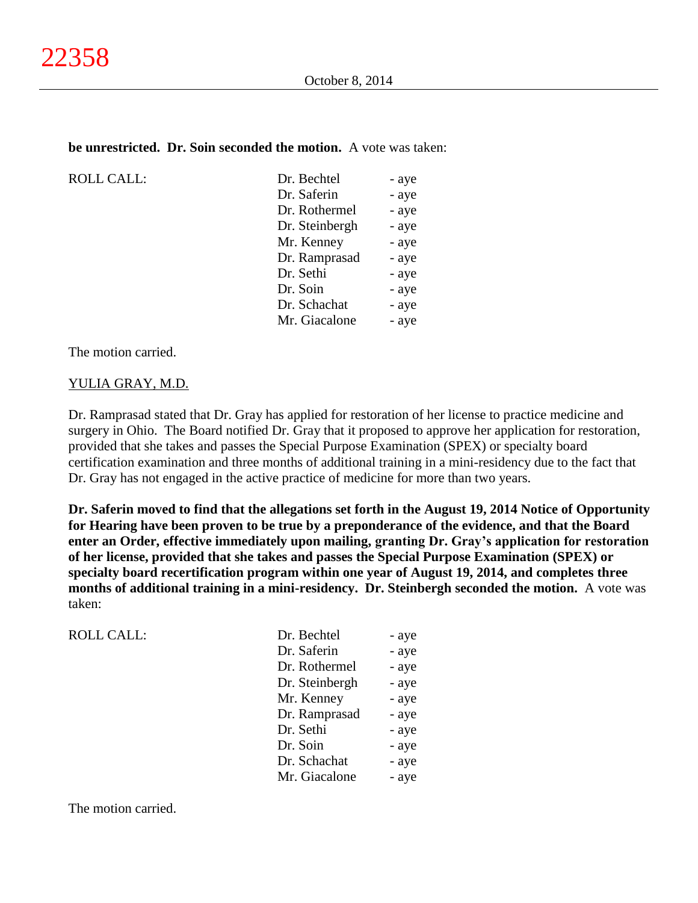**be unrestricted. Dr. Soin seconded the motion.** A vote was taken:

| ROLL CALL: | Dr. Bechtel | - aye |
|---|---|---|
| | Dr. Saferin | - aye |
| | Dr. Rothermel | - aye |
| | Dr. Steinbergh | - aye |
| | Mr. Kenney | - aye |
| | Dr. Ramprasad | - aye |
| | Dr. Sethi | - aye |
| | Dr. Soin | - aye |
| | Dr. Schachat | - aye |
| | Mr. Giacalone | - aye |

The motion carried.

YULIA GRAY, M.D.

Dr. Ramprasad stated that Dr. Gray has applied for restoration of her license to practice medicine and surgery in Ohio. The Board notified Dr. Gray that it proposed to approve her application for restoration, provided that she takes and passes the Special Purpose Examination (SPEX) or specialty board certification examination and three months of additional training in a mini-residency due to the fact that Dr. Gray has not engaged in the active practice of medicine for more than two years.

**Dr. Saferin moved to find that the allegations set forth in the August 19, 2014 Notice of Opportunity for Hearing have been proven to be true by a preponderance of the evidence, and that the Board enter an Order, effective immediately upon mailing, granting Dr. Gray's application for restoration of her license, provided that she takes and passes the Special Purpose Examination (SPEX) or specialty board recertification program within one year of August 19, 2014, and completes three months of additional training in a mini-residency. Dr. Steinbergh seconded the motion.** A vote was taken:

| ROLL CALL: | Dr. Bechtel | - aye |
|---|---|---|
| | Dr. Saferin | - aye |
| | Dr. Rothermel | - aye |
| | Dr. Steinbergh | - aye |
| | Mr. Kenney | - aye |
| | Dr. Ramprasad | - aye |
| | Dr. Sethi | - aye |
| | Dr. Soin | - aye |
| | Dr. Schachat | - aye |
| | Mr. Giacalone | - aye |

The motion carried.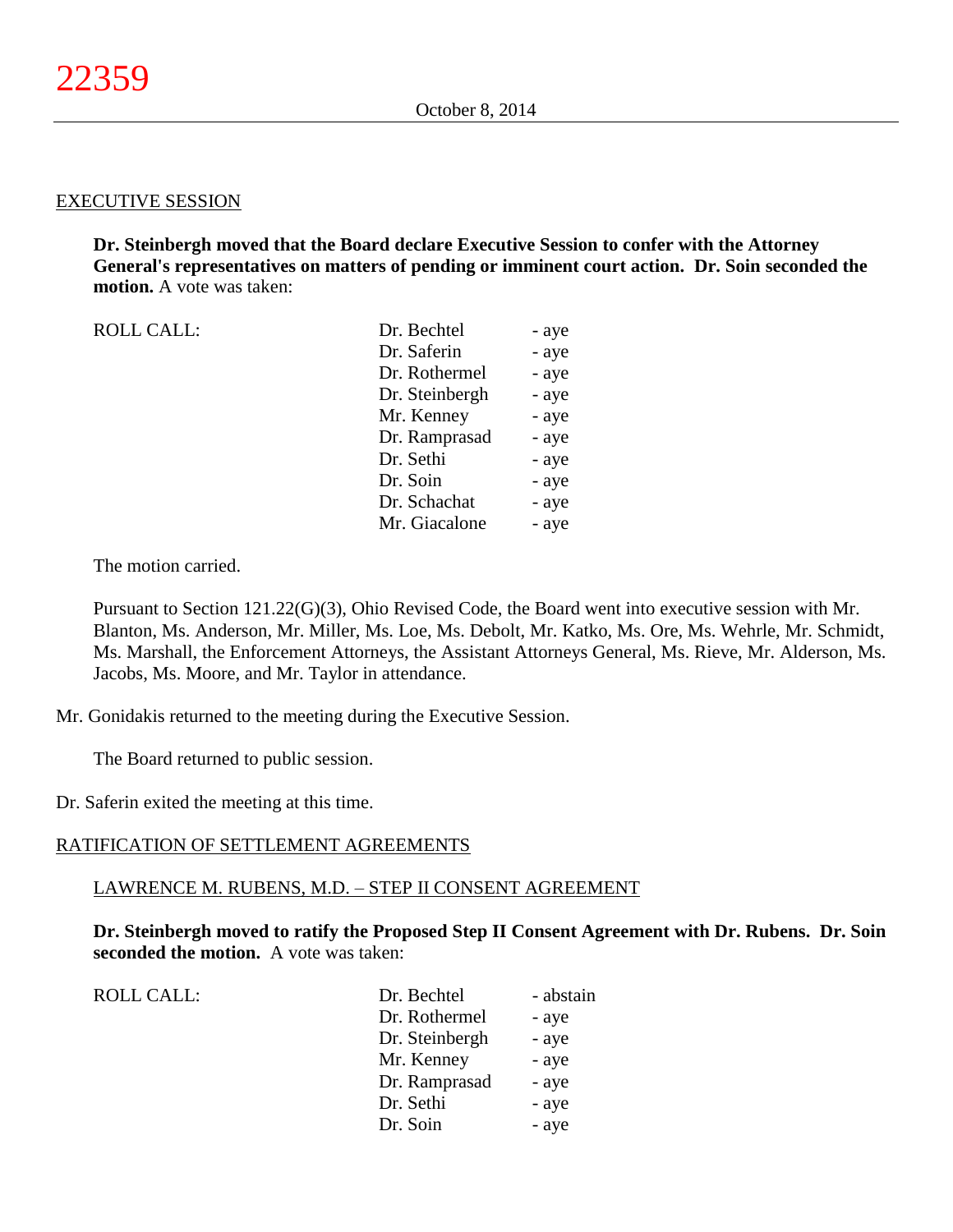EXECUTIVE SESSION

**Dr. Steinbergh moved that the Board declare Executive Session to confer with the Attorney General's representatives on matters of pending or imminent court action. Dr. Soin seconded the motion.** A vote was taken:

| ROLL CALL: | Dr. Bechtel | - aye |
|---|---|---|
| | Dr. Saferin | - aye |
| | Dr. Rothermel | - aye |
| | Dr. Steinbergh | - aye |
| | Mr. Kenney | - aye |
| | Dr. Ramprasad | - aye |
| | Dr. Sethi | - aye |
| | Dr. Soin | - aye |
| | Dr. Schachat | - aye |
| | Mr. Giacalone | - aye |

The motion carried.

Pursuant to Section 121.22(G)(3), Ohio Revised Code, the Board went into executive session with Mr. Blanton, Ms. Anderson, Mr. Miller, Ms. Loe, Ms. Debolt, Mr. Katko, Ms. Ore, Ms. Wehrle, Mr. Schmidt, Ms. Marshall, the Enforcement Attorneys, the Assistant Attorneys General, Ms. Rieve, Mr. Alderson, Ms. Jacobs, Ms. Moore, and Mr. Taylor in attendance.

Mr. Gonidakis returned to the meeting during the Executive Session.

The Board returned to public session.

Dr. Saferin exited the meeting at this time.

RATIFICATION OF SETTLEMENT AGREEMENTS

LAWRENCE M. RUBENS, M.D. – STEP II CONSENT AGREEMENT

**Dr. Steinbergh moved to ratify the Proposed Step II Consent Agreement with Dr. Rubens. Dr. Soin seconded the motion.** A vote was taken:

| ROLL CALL: | Dr. Bechtel | - abstain |
|---|---|---|
| | Dr. Rothermel | - aye |
| | Dr. Steinbergh | - aye |
| | Mr. Kenney | - aye |
| | Dr. Ramprasad | - aye |
| | Dr. Sethi | - aye |
| | Dr. Soin | - aye |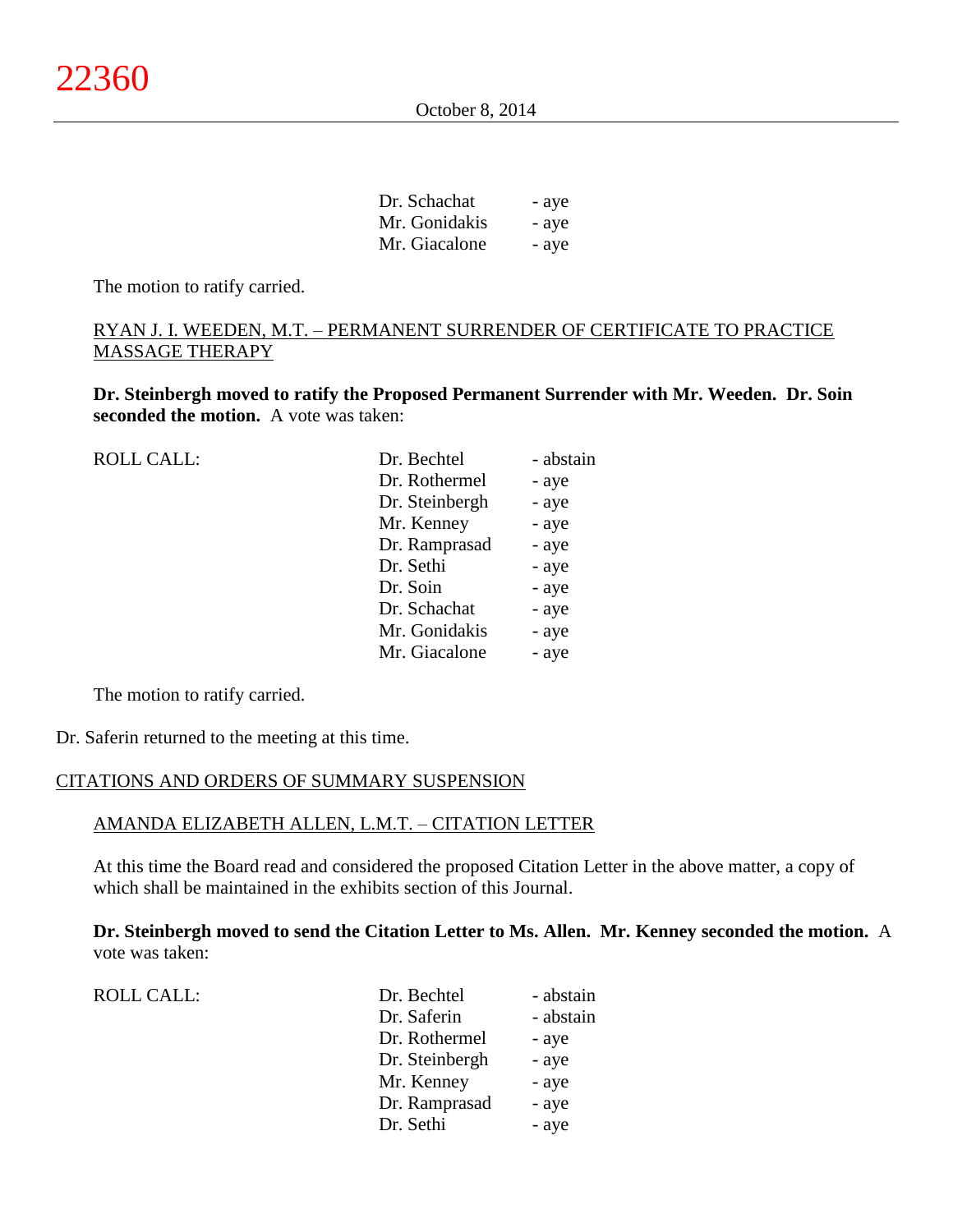| | | |
|---|---|---|
| | Dr. Schachat | - aye |
| | Mr. Gonidakis | - aye |
| | Mr. Giacalone | - aye |

The motion to ratify carried.

RYAN J. I. WEEDEN, M.T. – PERMANENT SURRENDER OF CERTIFICATE TO PRACTICE MASSAGE THERAPY

**Dr. Steinbergh moved to ratify the Proposed Permanent Surrender with Mr. Weeden. Dr. Soin seconded the motion.** A vote was taken:

| | | |
|---|---|---|
| ROLL CALL: | Dr. Bechtel | - abstain |
| | Dr. Rothermel | - aye |
| | Dr. Steinbergh | - aye |
| | Mr. Kenney | - aye |
| | Dr. Ramprasad | - aye |
| | Dr. Sethi | - aye |
| | Dr. Soin | - aye |
| | Dr. Schachat | - aye |
| | Mr. Gonidakis | - aye |
| | Mr. Giacalone | - aye |

The motion to ratify carried.

Dr. Saferin returned to the meeting at this time.

CITATIONS AND ORDERS OF SUMMARY SUSPENSION

AMANDA ELIZABETH ALLEN, L.M.T. – CITATION LETTER

At this time the Board read and considered the proposed Citation Letter in the above matter, a copy of which shall be maintained in the exhibits section of this Journal.

**Dr. Steinbergh moved to send the Citation Letter to Ms. Allen. Mr. Kenney seconded the motion.** A vote was taken:

| | | |
|---|---|---|
| ROLL CALL: | Dr. Bechtel | - abstain |
| | Dr. Saferin | - abstain |
| | Dr. Rothermel | - aye |
| | Dr. Steinbergh | - aye |
| | Mr. Kenney | - aye |
| | Dr. Ramprasad | - aye |
| | Dr. Sethi | - aye |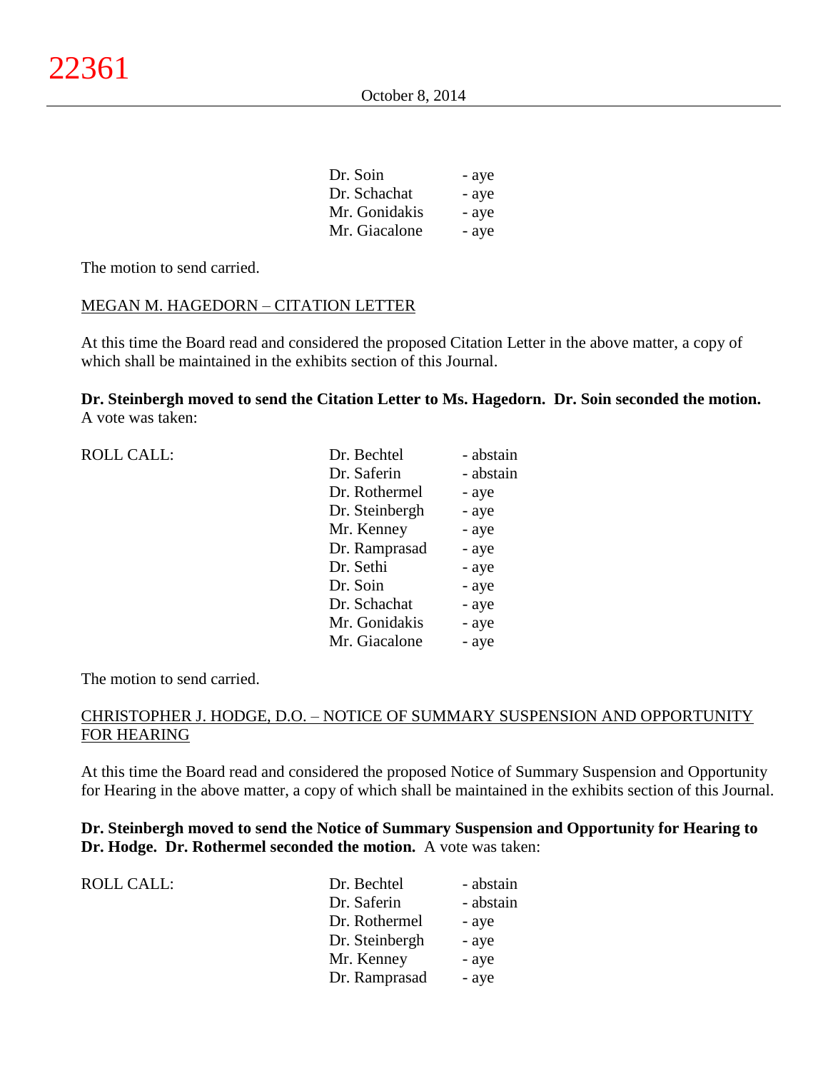| | |
|---|---|
| Dr. Soin | - aye |
| Dr. Schachat | - aye |
| Mr. Gonidakis | - aye |
| Mr. Giacalone | - aye |

The motion to send carried.

MEGAN M. HAGEDORN – CITATION LETTER

At this time the Board read and considered the proposed Citation Letter in the above matter, a copy of which shall be maintained in the exhibits section of this Journal.

**Dr. Steinbergh moved to send the Citation Letter to Ms. Hagedorn. Dr. Soin seconded the motion.** A vote was taken:

| ROLL CALL: | | |
|---|---|---|
| | Dr. Bechtel | - abstain |
| | Dr. Saferin | - abstain |
| | Dr. Rothermel | - aye |
| | Dr. Steinbergh | - aye |
| | Mr. Kenney | - aye |
| | Dr. Ramprasad | - aye |
| | Dr. Sethi | - aye |
| | Dr. Soin | - aye |
| | Dr. Schachat | - aye |
| | Mr. Gonidakis | - aye |
| | Mr. Giacalone | - aye |

The motion to send carried.

CHRISTOPHER J. HODGE, D.O. – NOTICE OF SUMMARY SUSPENSION AND OPPORTUNITY FOR HEARING

At this time the Board read and considered the proposed Notice of Summary Suspension and Opportunity for Hearing in the above matter, a copy of which shall be maintained in the exhibits section of this Journal.

**Dr. Steinbergh moved to send the Notice of Summary Suspension and Opportunity for Hearing to Dr. Hodge. Dr. Rothermel seconded the motion.** A vote was taken:

| ROLL CALL: | | |
|---|---|---|
| | Dr. Bechtel | - abstain |
| | Dr. Saferin | - abstain |
| | Dr. Rothermel | - aye |
| | Dr. Steinbergh | - aye |
| | Mr. Kenney | - aye |
| | Dr. Ramprasad | - aye |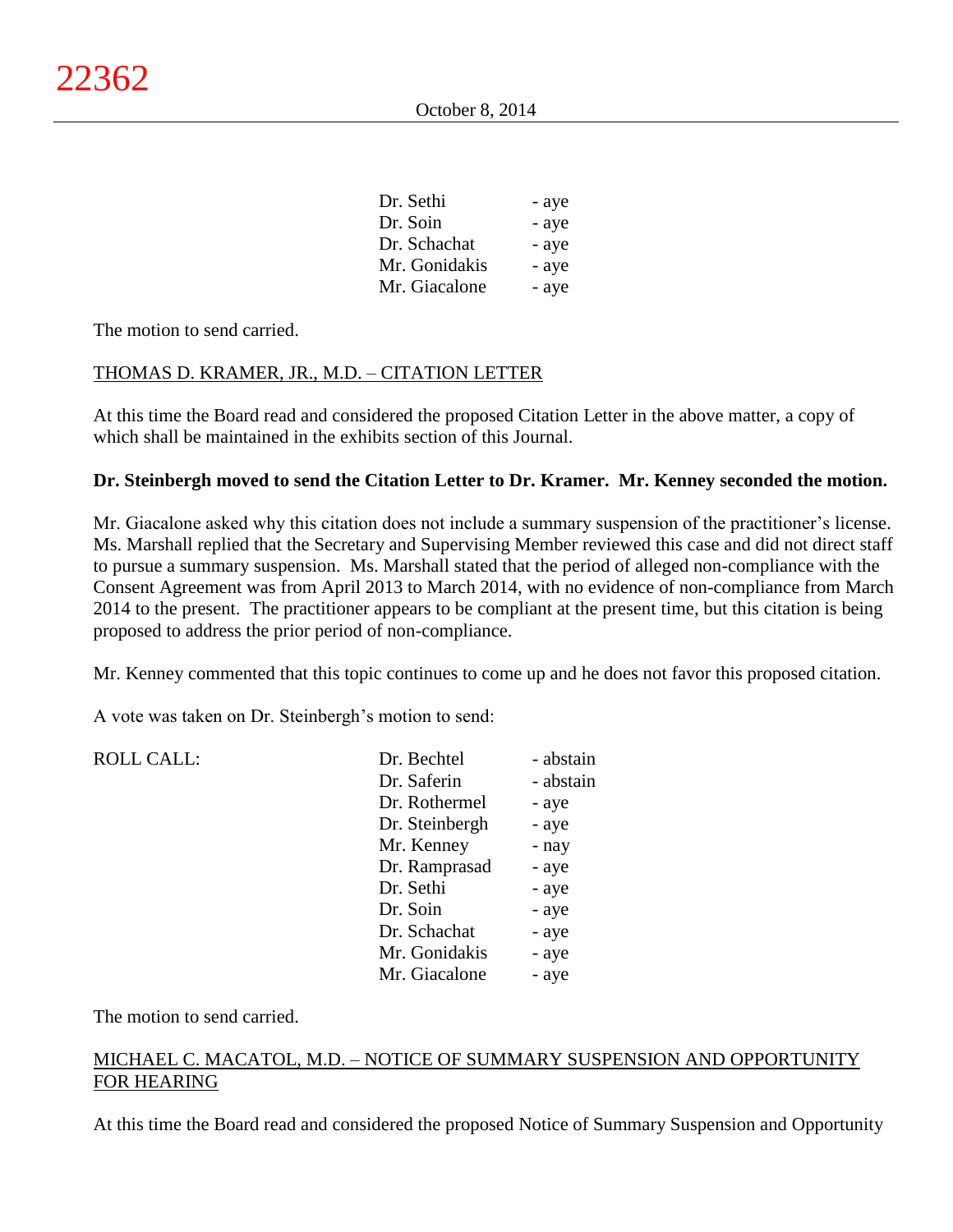| | |
|---|---|
| Dr. Sethi | - aye |
| Dr. Soin | - aye |
| Dr. Schachat | - aye |
| Mr. Gonidakis | - aye |
| Mr. Giacalone | - aye |

The motion to send carried.

THOMAS D. KRAMER, JR., M.D. – CITATION LETTER

At this time the Board read and considered the proposed Citation Letter in the above matter, a copy of which shall be maintained in the exhibits section of this Journal.

**Dr. Steinbergh moved to send the Citation Letter to Dr. Kramer. Mr. Kenney seconded the motion.**

Mr. Giacalone asked why this citation does not include a summary suspension of the practitioner's license. Ms. Marshall replied that the Secretary and Supervising Member reviewed this case and did not direct staff to pursue a summary suspension. Ms. Marshall stated that the period of alleged non-compliance with the Consent Agreement was from April 2013 to March 2014, with no evidence of non-compliance from March 2014 to the present. The practitioner appears to be compliant at the present time, but this citation is being proposed to address the prior period of non-compliance.

Mr. Kenney commented that this topic continues to come up and he does not favor this proposed citation.

A vote was taken on Dr. Steinbergh's motion to send:

| ROLL CALL: | | |
|---|---|---|
| | Dr. Bechtel | - abstain |
| | Dr. Saferin | - abstain |
| | Dr. Rothermel | - aye |
| | Dr. Steinbergh | - aye |
| | Mr. Kenney | - nay |
| | Dr. Ramprasad | - aye |
| | Dr. Sethi | - aye |
| | Dr. Soin | - aye |
| | Dr. Schachat | - aye |
| | Mr. Gonidakis | - aye |
| | Mr. Giacalone | - aye |

The motion to send carried.

MICHAEL C. MACATOL, M.D. – NOTICE OF SUMMARY SUSPENSION AND OPPORTUNITY FOR HEARING

At this time the Board read and considered the proposed Notice of Summary Suspension and Opportunity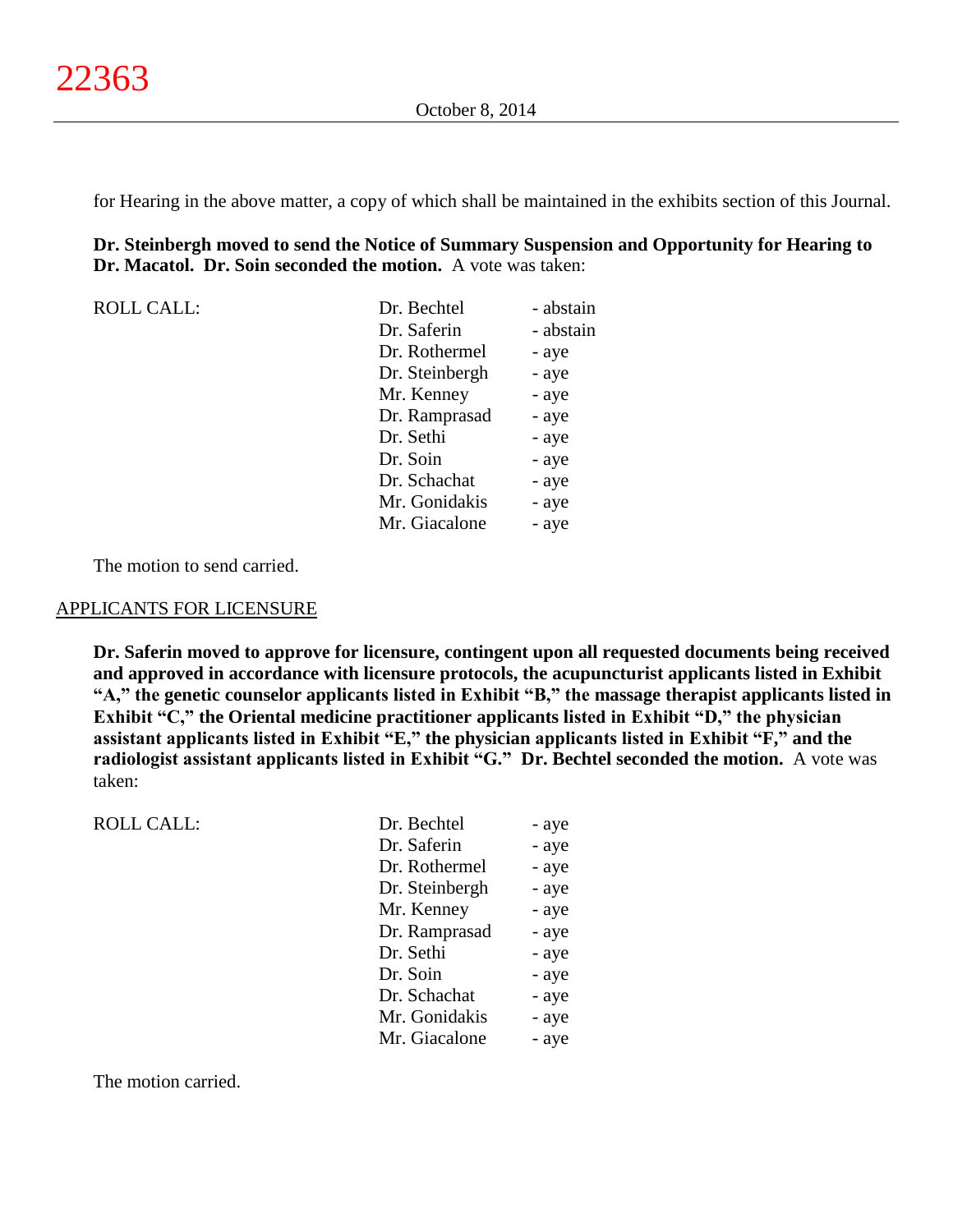for Hearing in the above matter, a copy of which shall be maintained in the exhibits section of this Journal.

**Dr. Steinbergh moved to send the Notice of Summary Suspension and Opportunity for Hearing to Dr. Macatol. Dr. Soin seconded the motion.** A vote was taken:

| ROLL CALL: | Dr. Bechtel | - abstain |
|---|---|---|
| | Dr. Saferin | - abstain |
| | Dr. Rothermel | - aye |
| | Dr. Steinbergh | - aye |
| | Mr. Kenney | - aye |
| | Dr. Ramprasad | - aye |
| | Dr. Sethi | - aye |
| | Dr. Soin | - aye |
| | Dr. Schachat | - aye |
| | Mr. Gonidakis | - aye |
| | Mr. Giacalone | - aye |

The motion to send carried.

## APPLICANTS FOR LICENSURE

**Dr. Saferin moved to approve for licensure, contingent upon all requested documents being received and approved in accordance with licensure protocols, the acupuncturist applicants listed in Exhibit "A," the genetic counselor applicants listed in Exhibit "B," the massage therapist applicants listed in Exhibit "C," the Oriental medicine practitioner applicants listed in Exhibit "D," the physician assistant applicants listed in Exhibit "E," the physician applicants listed in Exhibit "F," and the radiologist assistant applicants listed in Exhibit "G." Dr. Bechtel seconded the motion.** A vote was taken:

| ROLL CALL: | Dr. Bechtel | - aye |
|---|---|---|
| | Dr. Saferin | - aye |
| | Dr. Rothermel | - aye |
| | Dr. Steinbergh | - aye |
| | Mr. Kenney | - aye |
| | Dr. Ramprasad | - aye |
| | Dr. Sethi | - aye |
| | Dr. Soin | - aye |
| | Dr. Schachat | - aye |
| | Mr. Gonidakis | - aye |
| | Mr. Giacalone | - aye |

The motion carried.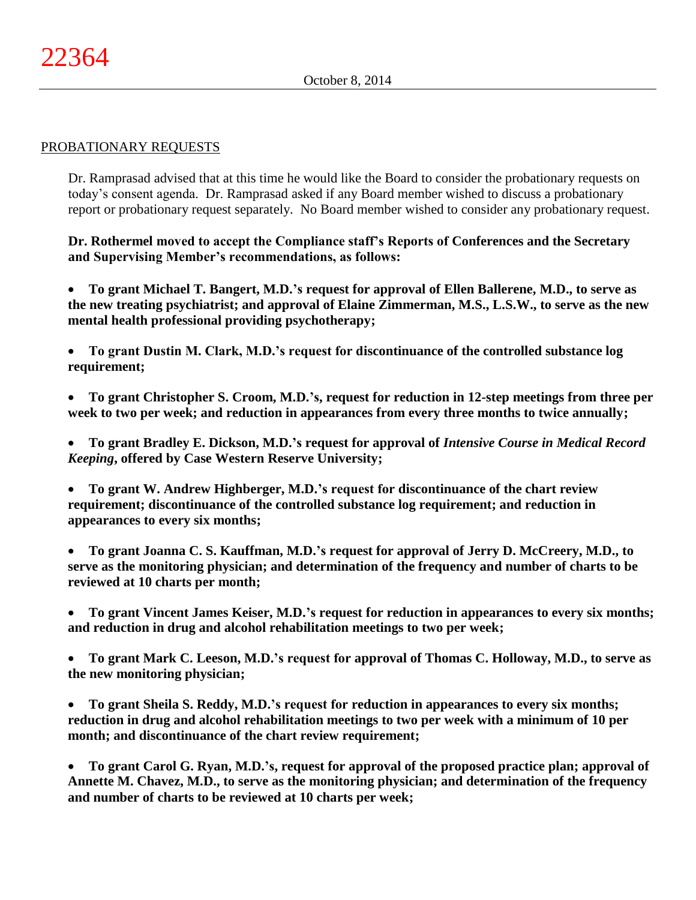## PROBATIONARY REQUESTS

Dr. Ramprasad advised that at this time he would like the Board to consider the probationary requests on today's consent agenda. Dr. Ramprasad asked if any Board member wished to discuss a probationary report or probationary request separately. No Board member wished to consider any probationary request.

**Dr. Rothermel moved to accept the Compliance staff's Reports of Conferences and the Secretary and Supervising Member's recommendations, as follows:**

- **To grant Michael T. Bangert, M.D.'s request for approval of Ellen Ballerene, M.D., to serve as the new treating psychiatrist; and approval of Elaine Zimmerman, M.S., L.S.W., to serve as the new mental health professional providing psychotherapy;**
- **To grant Dustin M. Clark, M.D.'s request for discontinuance of the controlled substance log requirement;**
- **To grant Christopher S. Croom, M.D.'s, request for reduction in 12-step meetings from three per week to two per week; and reduction in appearances from every three months to twice annually;**
- **To grant Bradley E. Dickson, M.D.'s request for approval of *Intensive Course in Medical Record Keeping*, offered by Case Western Reserve University;**
- **To grant W. Andrew Highberger, M.D.'s request for discontinuance of the chart review requirement; discontinuance of the controlled substance log requirement; and reduction in appearances to every six months;**
- **To grant Joanna C. S. Kauffman, M.D.'s request for approval of Jerry D. McCreery, M.D., to serve as the monitoring physician; and determination of the frequency and number of charts to be reviewed at 10 charts per month;**
- **To grant Vincent James Keiser, M.D.'s request for reduction in appearances to every six months; and reduction in drug and alcohol rehabilitation meetings to two per week;**
- **To grant Mark C. Leeson, M.D.'s request for approval of Thomas C. Holloway, M.D., to serve as the new monitoring physician;**
- **To grant Sheila S. Reddy, M.D.'s request for reduction in appearances to every six months; reduction in drug and alcohol rehabilitation meetings to two per week with a minimum of 10 per month; and discontinuance of the chart review requirement;**
- **To grant Carol G. Ryan, M.D.'s, request for approval of the proposed practice plan; approval of Annette M. Chavez, M.D., to serve as the monitoring physician; and determination of the frequency and number of charts to be reviewed at 10 charts per week;**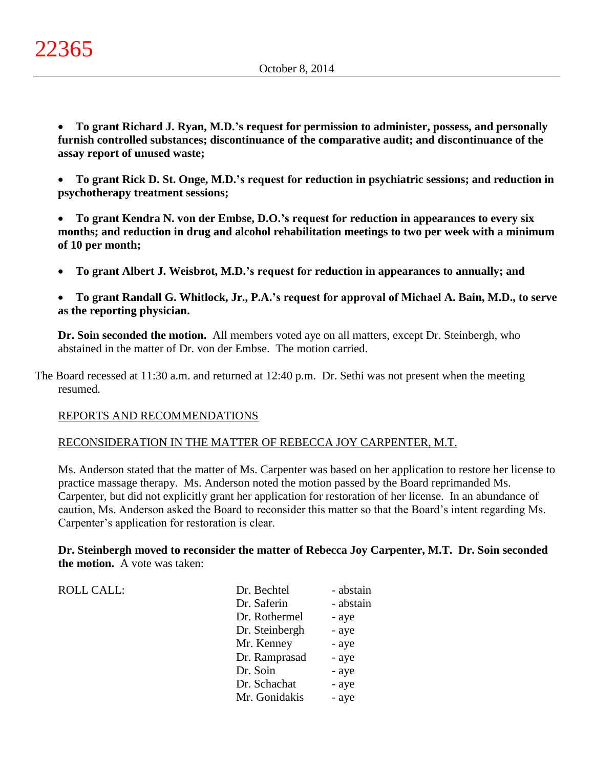- **To grant Richard J. Ryan, M.D.'s request for permission to administer, possess, and personally furnish controlled substances; discontinuance of the comparative audit; and discontinuance of the assay report of unused waste;**

- **To grant Rick D. St. Onge, M.D.'s request for reduction in psychiatric sessions; and reduction in psychotherapy treatment sessions;**

- **To grant Kendra N. von der Embse, D.O.'s request for reduction in appearances to every six months; and reduction in drug and alcohol rehabilitation meetings to two per week with a minimum of 10 per month;**

- **To grant Albert J. Weisbrot, M.D.'s request for reduction in appearances to annually; and**

- **To grant Randall G. Whitlock, Jr., P.A.'s request for approval of Michael A. Bain, M.D., to serve as the reporting physician.**

**Dr. Soin seconded the motion.** All members voted aye on all matters, except Dr. Steinbergh, who abstained in the matter of Dr. von der Embse. The motion carried.

The Board recessed at 11:30 a.m. and returned at 12:40 p.m. Dr. Sethi was not present when the meeting resumed.

REPORTS AND RECOMMENDATIONS

RECONSIDERATION IN THE MATTER OF REBECCA JOY CARPENTER, M.T.

Ms. Anderson stated that the matter of Ms. Carpenter was based on her application to restore her license to practice massage therapy. Ms. Anderson noted the motion passed by the Board reprimanded Ms. Carpenter, but did not explicitly grant her application for restoration of her license. In an abundance of caution, Ms. Anderson asked the Board to reconsider this matter so that the Board's intent regarding Ms. Carpenter's application for restoration is clear.

**Dr. Steinbergh moved to reconsider the matter of Rebecca Joy Carpenter, M.T. Dr. Soin seconded the motion.** A vote was taken:

| ROLL CALL: | | |
|---|---|---|
| | Dr. Bechtel | - abstain |
| | Dr. Saferin | - abstain |
| | Dr. Rothermel | - aye |
| | Dr. Steinbergh | - aye |
| | Mr. Kenney | - aye |
| | Dr. Ramprasad | - aye |
| | Dr. Soin | - aye |
| | Dr. Schachat | - aye |
| | Mr. Gonidakis | - aye |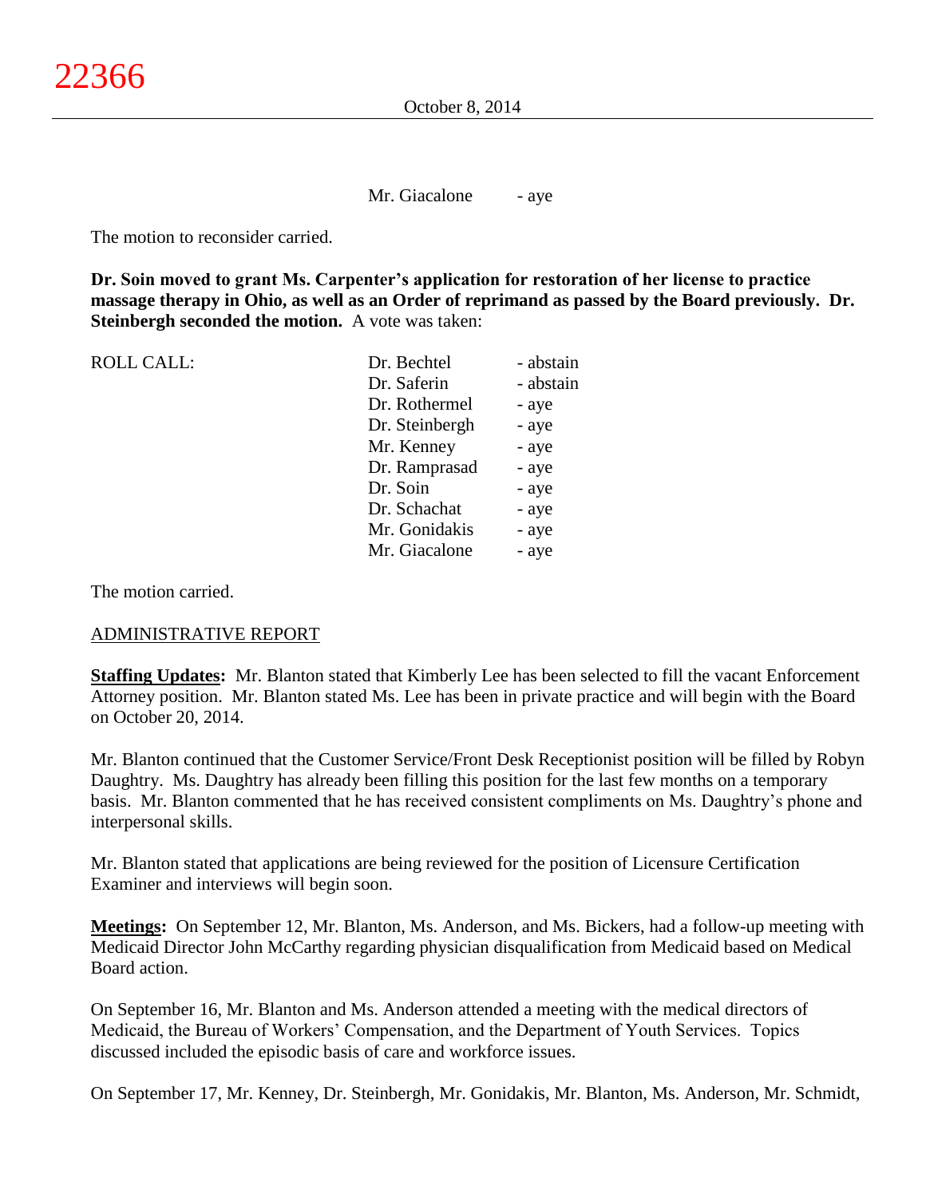Mr. Giacalone - aye

The motion to reconsider carried.

**Dr. Soin moved to grant Ms. Carpenter's application for restoration of her license to practice massage therapy in Ohio, as well as an Order of reprimand as passed by the Board previously. Dr. Steinbergh seconded the motion.** A vote was taken:

| ROLL CALL: | Dr. Bechtel | - abstain |
|---|---|---|
| | Dr. Saferin | - abstain |
| | Dr. Rothermel | - aye |
| | Dr. Steinbergh | - aye |
| | Mr. Kenney | - aye |
| | Dr. Ramprasad | - aye |
| | Dr. Soin | - aye |
| | Dr. Schachat | - aye |
| | Mr. Gonidakis | - aye |
| | Mr. Giacalone | - aye |

The motion carried.

ADMINISTRATIVE REPORT

**Staffing Updates:** Mr. Blanton stated that Kimberly Lee has been selected to fill the vacant Enforcement Attorney position. Mr. Blanton stated Ms. Lee has been in private practice and will begin with the Board on October 20, 2014.

Mr. Blanton continued that the Customer Service/Front Desk Receptionist position will be filled by Robyn Daughtry. Ms. Daughtry has already been filling this position for the last few months on a temporary basis. Mr. Blanton commented that he has received consistent compliments on Ms. Daughtry's phone and interpersonal skills.

Mr. Blanton stated that applications are being reviewed for the position of Licensure Certification Examiner and interviews will begin soon.

**Meetings:** On September 12, Mr. Blanton, Ms. Anderson, and Ms. Bickers, had a follow-up meeting with Medicaid Director John McCarthy regarding physician disqualification from Medicaid based on Medical Board action.

On September 16, Mr. Blanton and Ms. Anderson attended a meeting with the medical directors of Medicaid, the Bureau of Workers' Compensation, and the Department of Youth Services. Topics discussed included the episodic basis of care and workforce issues.

On September 17, Mr. Kenney, Dr. Steinbergh, Mr. Gonidakis, Mr. Blanton, Ms. Anderson, Mr. Schmidt,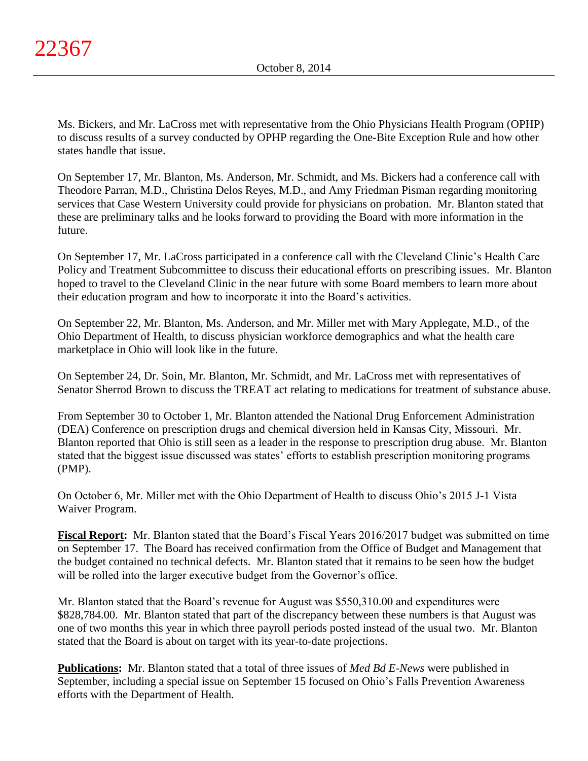Ms. Bickers, and Mr. LaCross met with representative from the Ohio Physicians Health Program (OPHP) to discuss results of a survey conducted by OPHP regarding the One-Bite Exception Rule and how other states handle that issue.

On September 17, Mr. Blanton, Ms. Anderson, Mr. Schmidt, and Ms. Bickers had a conference call with Theodore Parran, M.D., Christina Delos Reyes, M.D., and Amy Friedman Pisman regarding monitoring services that Case Western University could provide for physicians on probation. Mr. Blanton stated that these are preliminary talks and he looks forward to providing the Board with more information in the future.

On September 17, Mr. LaCross participated in a conference call with the Cleveland Clinic's Health Care Policy and Treatment Subcommittee to discuss their educational efforts on prescribing issues. Mr. Blanton hoped to travel to the Cleveland Clinic in the near future with some Board members to learn more about their education program and how to incorporate it into the Board's activities.

On September 22, Mr. Blanton, Ms. Anderson, and Mr. Miller met with Mary Applegate, M.D., of the Ohio Department of Health, to discuss physician workforce demographics and what the health care marketplace in Ohio will look like in the future.

On September 24, Dr. Soin, Mr. Blanton, Mr. Schmidt, and Mr. LaCross met with representatives of Senator Sherrod Brown to discuss the TREAT act relating to medications for treatment of substance abuse.

From September 30 to October 1, Mr. Blanton attended the National Drug Enforcement Administration (DEA) Conference on prescription drugs and chemical diversion held in Kansas City, Missouri. Mr. Blanton reported that Ohio is still seen as a leader in the response to prescription drug abuse. Mr. Blanton stated that the biggest issue discussed was states' efforts to establish prescription monitoring programs (PMP).

On October 6, Mr. Miller met with the Ohio Department of Health to discuss Ohio's 2015 J-1 Vista Waiver Program.

**Fiscal Report:** Mr. Blanton stated that the Board's Fiscal Years 2016/2017 budget was submitted on time on September 17. The Board has received confirmation from the Office of Budget and Management that the budget contained no technical defects. Mr. Blanton stated that it remains to be seen how the budget will be rolled into the larger executive budget from the Governor's office.

Mr. Blanton stated that the Board's revenue for August was $550,310.00 and expenditures were $828,784.00. Mr. Blanton stated that part of the discrepancy between these numbers is that August was one of two months this year in which three payroll periods posted instead of the usual two. Mr. Blanton stated that the Board is about on target with its year-to-date projections.

**Publications:** Mr. Blanton stated that a total of three issues of *Med Bd E-News* were published in September, including a special issue on September 15 focused on Ohio's Falls Prevention Awareness efforts with the Department of Health.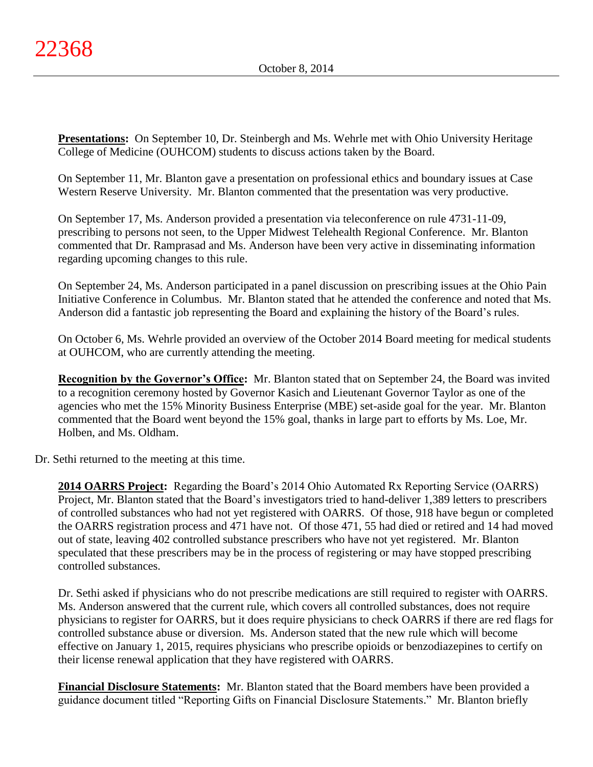**Presentations:** On September 10, Dr. Steinbergh and Ms. Wehrle met with Ohio University Heritage College of Medicine (OUHCOM) students to discuss actions taken by the Board.

On September 11, Mr. Blanton gave a presentation on professional ethics and boundary issues at Case Western Reserve University. Mr. Blanton commented that the presentation was very productive.

On September 17, Ms. Anderson provided a presentation via teleconference on rule 4731-11-09, prescribing to persons not seen, to the Upper Midwest Telehealth Regional Conference. Mr. Blanton commented that Dr. Ramprasad and Ms. Anderson have been very active in disseminating information regarding upcoming changes to this rule.

On September 24, Ms. Anderson participated in a panel discussion on prescribing issues at the Ohio Pain Initiative Conference in Columbus. Mr. Blanton stated that he attended the conference and noted that Ms. Anderson did a fantastic job representing the Board and explaining the history of the Board's rules.

On October 6, Ms. Wehrle provided an overview of the October 2014 Board meeting for medical students at OUHCOM, who are currently attending the meeting.

**Recognition by the Governor's Office:** Mr. Blanton stated that on September 24, the Board was invited to a recognition ceremony hosted by Governor Kasich and Lieutenant Governor Taylor as one of the agencies who met the 15% Minority Business Enterprise (MBE) set-aside goal for the year. Mr. Blanton commented that the Board went beyond the 15% goal, thanks in large part to efforts by Ms. Loe, Mr. Holben, and Ms. Oldham.

Dr. Sethi returned to the meeting at this time.

**2014 OARRS Project:** Regarding the Board's 2014 Ohio Automated Rx Reporting Service (OARRS) Project, Mr. Blanton stated that the Board's investigators tried to hand-deliver 1,389 letters to prescribers of controlled substances who had not yet registered with OARRS. Of those, 918 have begun or completed the OARRS registration process and 471 have not. Of those 471, 55 had died or retired and 14 had moved out of state, leaving 402 controlled substance prescribers who have not yet registered. Mr. Blanton speculated that these prescribers may be in the process of registering or may have stopped prescribing controlled substances.

Dr. Sethi asked if physicians who do not prescribe medications are still required to register with OARRS. Ms. Anderson answered that the current rule, which covers all controlled substances, does not require physicians to register for OARRS, but it does require physicians to check OARRS if there are red flags for controlled substance abuse or diversion. Ms. Anderson stated that the new rule which will become effective on January 1, 2015, requires physicians who prescribe opioids or benzodiazepines to certify on their license renewal application that they have registered with OARRS.

**Financial Disclosure Statements:** Mr. Blanton stated that the Board members have been provided a guidance document titled "Reporting Gifts on Financial Disclosure Statements." Mr. Blanton briefly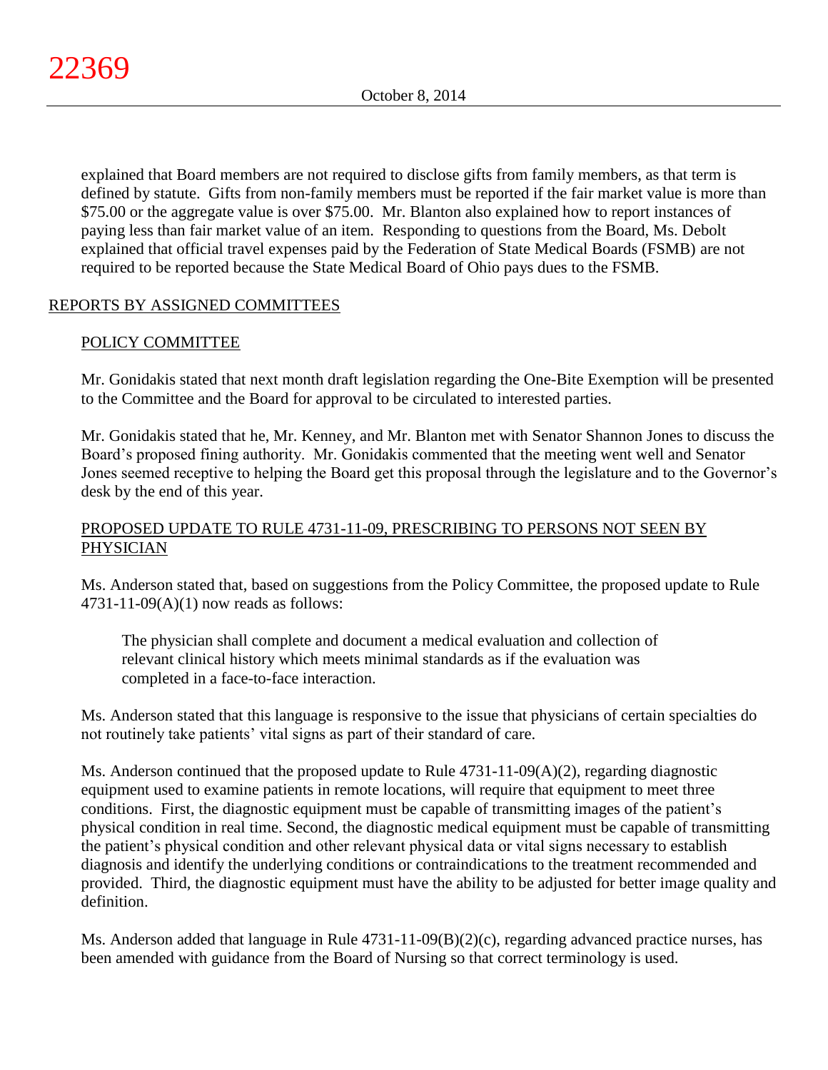explained that Board members are not required to disclose gifts from family members, as that term is defined by statute. Gifts from non-family members must be reported if the fair market value is more than $75.00 or the aggregate value is over $75.00. Mr. Blanton also explained how to report instances of paying less than fair market value of an item. Responding to questions from the Board, Ms. Debolt explained that official travel expenses paid by the Federation of State Medical Boards (FSMB) are not required to be reported because the State Medical Board of Ohio pays dues to the FSMB.

## REPORTS BY ASSIGNED COMMITTEES

### POLICY COMMITTEE

Mr. Gonidakis stated that next month draft legislation regarding the One-Bite Exemption will be presented to the Committee and the Board for approval to be circulated to interested parties.

Mr. Gonidakis stated that he, Mr. Kenney, and Mr. Blanton met with Senator Shannon Jones to discuss the Board's proposed fining authority. Mr. Gonidakis commented that the meeting went well and Senator Jones seemed receptive to helping the Board get this proposal through the legislature and to the Governor's desk by the end of this year.

### PROPOSED UPDATE TO RULE 4731-11-09, PRESCRIBING TO PERSONS NOT SEEN BY PHYSICIAN

Ms. Anderson stated that, based on suggestions from the Policy Committee, the proposed update to Rule 4731-11-09(A)(1) now reads as follows:

> The physician shall complete and document a medical evaluation and collection of relevant clinical history which meets minimal standards as if the evaluation was completed in a face-to-face interaction.

Ms. Anderson stated that this language is responsive to the issue that physicians of certain specialties do not routinely take patients' vital signs as part of their standard of care.

Ms. Anderson continued that the proposed update to Rule 4731-11-09(A)(2), regarding diagnostic equipment used to examine patients in remote locations, will require that equipment to meet three conditions. First, the diagnostic equipment must be capable of transmitting images of the patient's physical condition in real time. Second, the diagnostic medical equipment must be capable of transmitting the patient's physical condition and other relevant physical data or vital signs necessary to establish diagnosis and identify the underlying conditions or contraindications to the treatment recommended and provided. Third, the diagnostic equipment must have the ability to be adjusted for better image quality and definition.

Ms. Anderson added that language in Rule 4731-11-09(B)(2)(c), regarding advanced practice nurses, has been amended with guidance from the Board of Nursing so that correct terminology is used.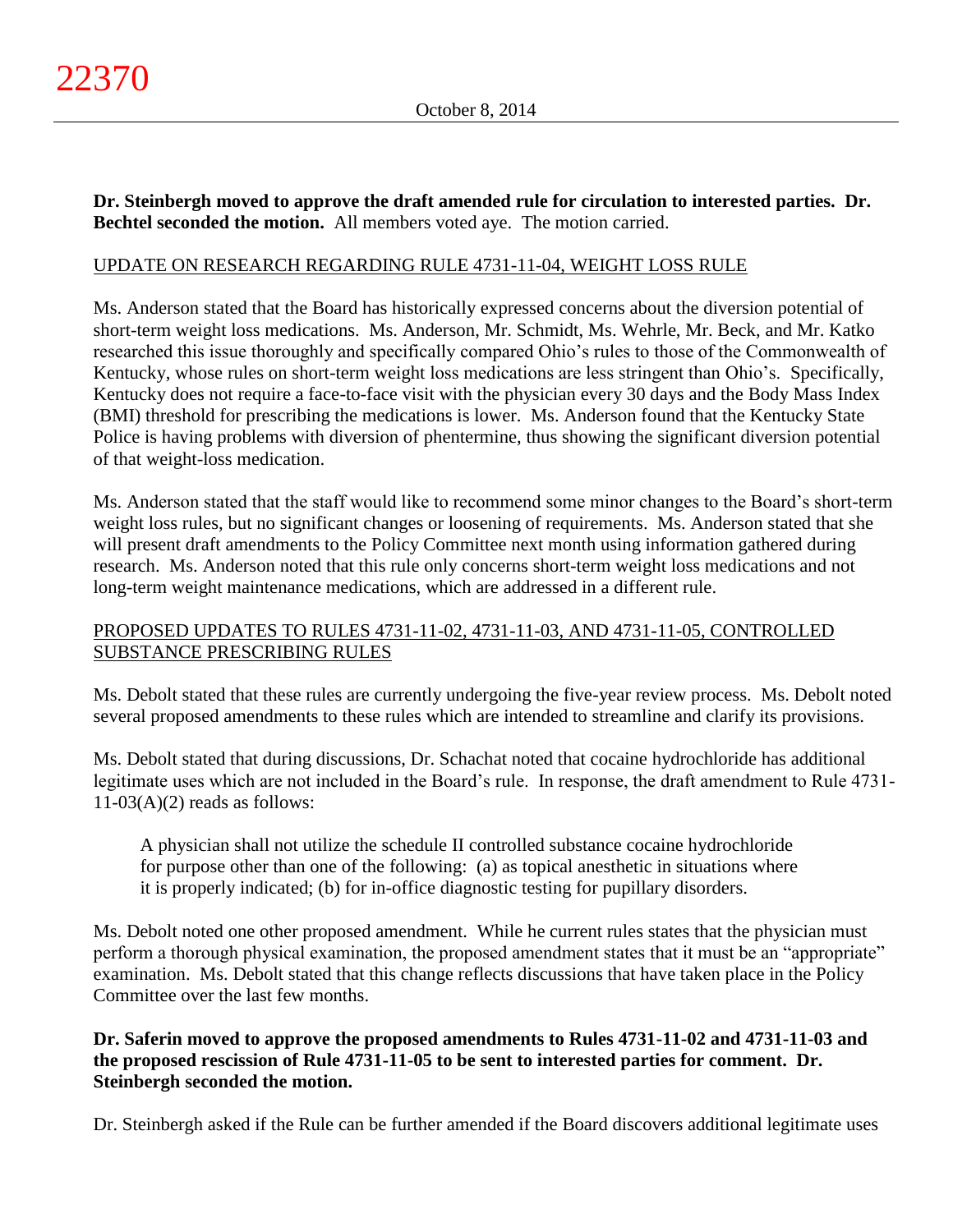**Dr. Steinbergh moved to approve the draft amended rule for circulation to interested parties. Dr. Bechtel seconded the motion.** All members voted aye. The motion carried.

UPDATE ON RESEARCH REGARDING RULE 4731-11-04, WEIGHT LOSS RULE

Ms. Anderson stated that the Board has historically expressed concerns about the diversion potential of short-term weight loss medications. Ms. Anderson, Mr. Schmidt, Ms. Wehrle, Mr. Beck, and Mr. Katko researched this issue thoroughly and specifically compared Ohio's rules to those of the Commonwealth of Kentucky, whose rules on short-term weight loss medications are less stringent than Ohio's. Specifically, Kentucky does not require a face-to-face visit with the physician every 30 days and the Body Mass Index (BMI) threshold for prescribing the medications is lower. Ms. Anderson found that the Kentucky State Police is having problems with diversion of phentermine, thus showing the significant diversion potential of that weight-loss medication.

Ms. Anderson stated that the staff would like to recommend some minor changes to the Board's short-term weight loss rules, but no significant changes or loosening of requirements. Ms. Anderson stated that she will present draft amendments to the Policy Committee next month using information gathered during research. Ms. Anderson noted that this rule only concerns short-term weight loss medications and not long-term weight maintenance medications, which are addressed in a different rule.

PROPOSED UPDATES TO RULES 4731-11-02, 4731-11-03, AND 4731-11-05, CONTROLLED SUBSTANCE PRESCRIBING RULES

Ms. Debolt stated that these rules are currently undergoing the five-year review process. Ms. Debolt noted several proposed amendments to these rules which are intended to streamline and clarify its provisions.

Ms. Debolt stated that during discussions, Dr. Schachat noted that cocaine hydrochloride has additional legitimate uses which are not included in the Board's rule. In response, the draft amendment to Rule 4731-11-03(A)(2) reads as follows:

> A physician shall not utilize the schedule II controlled substance cocaine hydrochloride for purpose other than one of the following: (a) as topical anesthetic in situations where it is properly indicated; (b) for in-office diagnostic testing for pupillary disorders.

Ms. Debolt noted one other proposed amendment. While he current rules states that the physician must perform a thorough physical examination, the proposed amendment states that it must be an "appropriate" examination. Ms. Debolt stated that this change reflects discussions that have taken place in the Policy Committee over the last few months.

**Dr. Saferin moved to approve the proposed amendments to Rules 4731-11-02 and 4731-11-03 and the proposed rescission of Rule 4731-11-05 to be sent to interested parties for comment. Dr. Steinbergh seconded the motion.**

Dr. Steinbergh asked if the Rule can be further amended if the Board discovers additional legitimate uses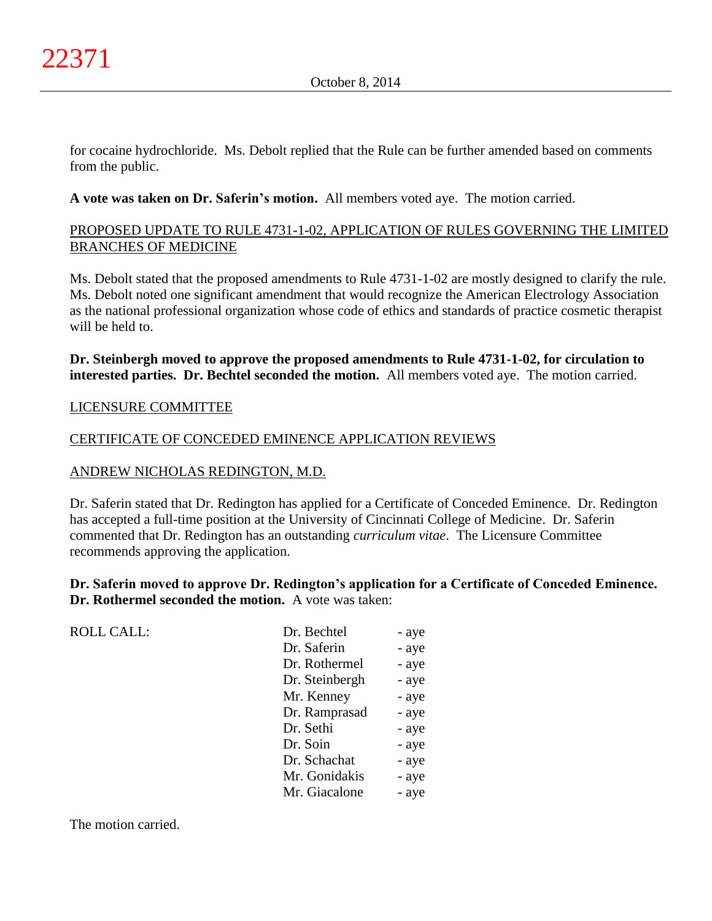for cocaine hydrochloride. Ms. Debolt replied that the Rule can be further amended based on comments from the public.

**A vote was taken on Dr. Saferin's motion.** All members voted aye. The motion carried.

<u>PROPOSED UPDATE TO RULE 4731-1-02, APPLICATION OF RULES GOVERNING THE LIMITED BRANCHES OF MEDICINE</u>

Ms. Debolt stated that the proposed amendments to Rule 4731-1-02 are mostly designed to clarify the rule. Ms. Debolt noted one significant amendment that would recognize the American Electrology Association as the national professional organization whose code of ethics and standards of practice cosmetic therapist will be held to.

**Dr. Steinbergh moved to approve the proposed amendments to Rule 4731-1-02, for circulation to interested parties. Dr. Bechtel seconded the motion.** All members voted aye. The motion carried.

<u>LICENSURE COMMITTEE</u>

<u>CERTIFICATE OF CONCEDED EMINENCE APPLICATION REVIEWS</u>

<u>ANDREW NICHOLAS REDINGTON, M.D.</u>

Dr. Saferin stated that Dr. Redington has applied for a Certificate of Conceded Eminence. Dr. Redington has accepted a full-time position at the University of Cincinnati College of Medicine. Dr. Saferin commented that Dr. Redington has an outstanding *curriculum vitae*. The Licensure Committee recommends approving the application.

**Dr. Saferin moved to approve Dr. Redington's application for a Certificate of Conceded Eminence. Dr. Rothermel seconded the motion.** A vote was taken:

| ROLL CALL: | | |
|---|---|---|
| | Dr. Bechtel | - aye |
| | Dr. Saferin | - aye |
| | Dr. Rothermel | - aye |
| | Dr. Steinbergh | - aye |
| | Mr. Kenney | - aye |
| | Dr. Ramprasad | - aye |
| | Dr. Sethi | - aye |
| | Dr. Soin | - aye |
| | Dr. Schachat | - aye |
| | Mr. Gonidakis | - aye |
| | Mr. Giacalone | - aye |

The motion carried.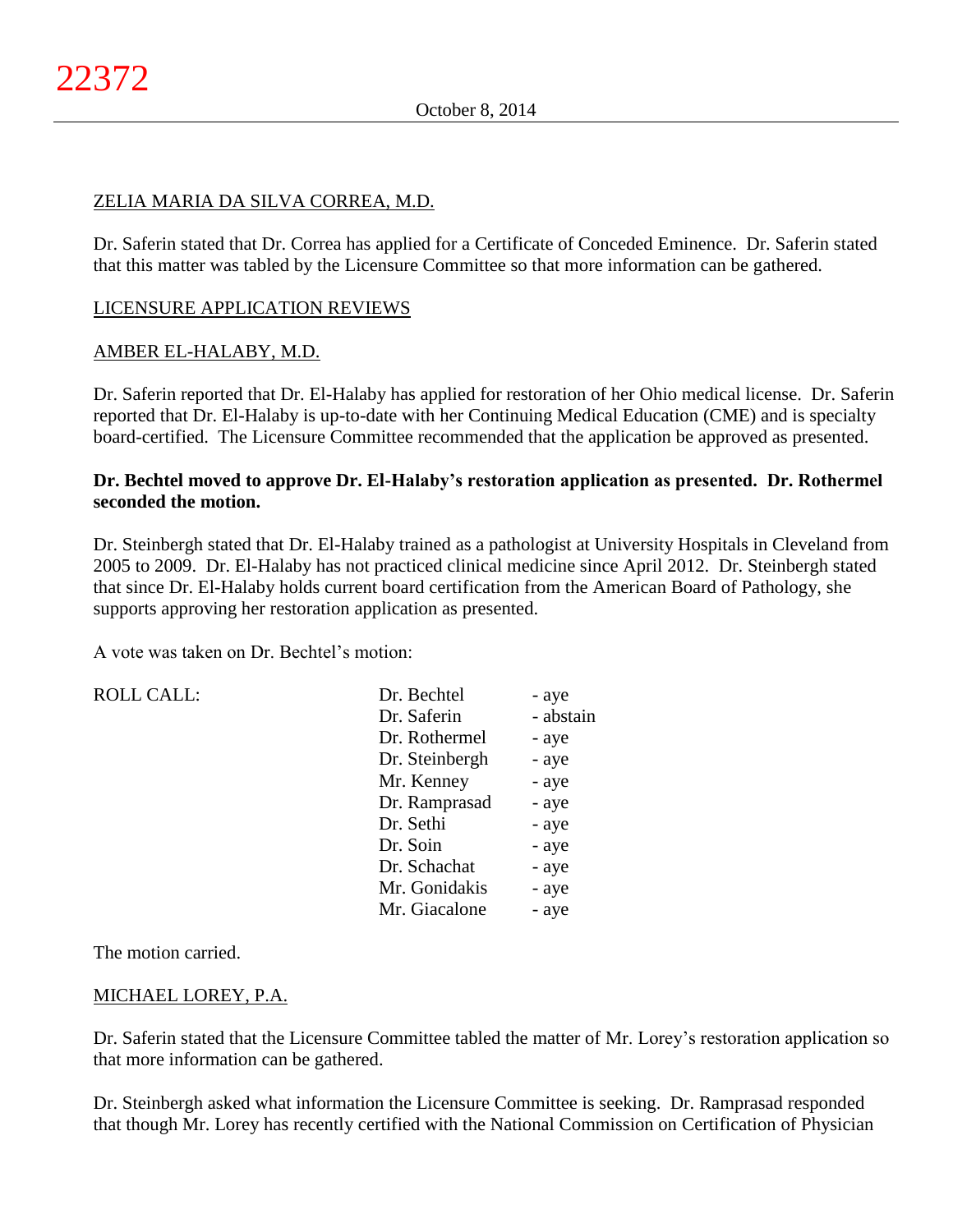ZELIA MARIA DA SILVA CORREA, M.D.

Dr. Saferin stated that Dr. Correa has applied for a Certificate of Conceded Eminence. Dr. Saferin stated that this matter was tabled by the Licensure Committee so that more information can be gathered.

LICENSURE APPLICATION REVIEWS

AMBER EL-HALABY, M.D.

Dr. Saferin reported that Dr. El-Halaby has applied for restoration of her Ohio medical license. Dr. Saferin reported that Dr. El-Halaby is up-to-date with her Continuing Medical Education (CME) and is specialty board-certified. The Licensure Committee recommended that the application be approved as presented.

**Dr. Bechtel moved to approve Dr. El-Halaby's restoration application as presented. Dr. Rothermel seconded the motion.**

Dr. Steinbergh stated that Dr. El-Halaby trained as a pathologist at University Hospitals in Cleveland from 2005 to 2009. Dr. El-Halaby has not practiced clinical medicine since April 2012. Dr. Steinbergh stated that since Dr. El-Halaby holds current board certification from the American Board of Pathology, she supports approving her restoration application as presented.

A vote was taken on Dr. Bechtel's motion:

| ROLL CALL: | Dr. Bechtel | - aye |
|---|---|---|
| | Dr. Saferin | - abstain |
| | Dr. Rothermel | - aye |
| | Dr. Steinbergh | - aye |
| | Mr. Kenney | - aye |
| | Dr. Ramprasad | - aye |
| | Dr. Sethi | - aye |
| | Dr. Soin | - aye |
| | Dr. Schachat | - aye |
| | Mr. Gonidakis | - aye |
| | Mr. Giacalone | - aye |

The motion carried.

MICHAEL LOREY, P.A.

Dr. Saferin stated that the Licensure Committee tabled the matter of Mr. Lorey's restoration application so that more information can be gathered.

Dr. Steinbergh asked what information the Licensure Committee is seeking. Dr. Ramprasad responded that though Mr. Lorey has recently certified with the National Commission on Certification of Physician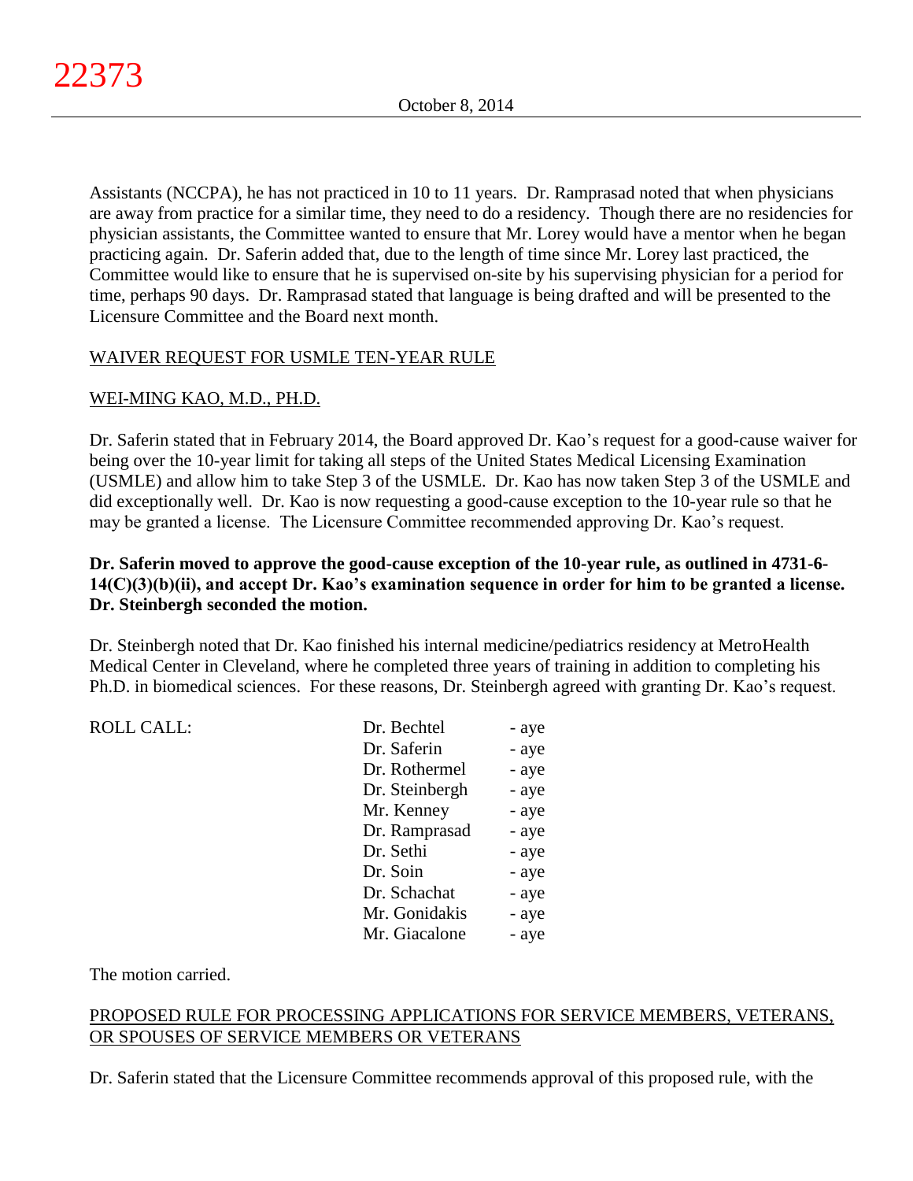Assistants (NCCPA), he has not practiced in 10 to 11 years. Dr. Ramprasad noted that when physicians are away from practice for a similar time, they need to do a residency. Though there are no residencies for physician assistants, the Committee wanted to ensure that Mr. Lorey would have a mentor when he began practicing again. Dr. Saferin added that, due to the length of time since Mr. Lorey last practiced, the Committee would like to ensure that he is supervised on-site by his supervising physician for a period for time, perhaps 90 days. Dr. Ramprasad stated that language is being drafted and will be presented to the Licensure Committee and the Board next month.

## WAIVER REQUEST FOR USMLE TEN-YEAR RULE

### WEI-MING KAO, M.D., PH.D.

Dr. Saferin stated that in February 2014, the Board approved Dr. Kao's request for a good-cause waiver for being over the 10-year limit for taking all steps of the United States Medical Licensing Examination (USMLE) and allow him to take Step 3 of the USMLE. Dr. Kao has now taken Step 3 of the USMLE and did exceptionally well. Dr. Kao is now requesting a good-cause exception to the 10-year rule so that he may be granted a license. The Licensure Committee recommended approving Dr. Kao's request.

**Dr. Saferin moved to approve the good-cause exception of the 10-year rule, as outlined in 4731-6-14(C)(3)(b)(ii), and accept Dr. Kao's examination sequence in order for him to be granted a license. Dr. Steinbergh seconded the motion.**

Dr. Steinbergh noted that Dr. Kao finished his internal medicine/pediatrics residency at MetroHealth Medical Center in Cleveland, where he completed three years of training in addition to completing his Ph.D. in biomedical sciences. For these reasons, Dr. Steinbergh agreed with granting Dr. Kao's request.

| ROLL CALL: | | |
|---|---|---|
| | Dr. Bechtel | - aye |
| | Dr. Saferin | - aye |
| | Dr. Rothermel | - aye |
| | Dr. Steinbergh | - aye |
| | Mr. Kenney | - aye |
| | Dr. Ramprasad | - aye |
| | Dr. Sethi | - aye |
| | Dr. Soin | - aye |
| | Dr. Schachat | - aye |
| | Mr. Gonidakis | - aye |
| | Mr. Giacalone | - aye |

The motion carried.

## PROPOSED RULE FOR PROCESSING APPLICATIONS FOR SERVICE MEMBERS, VETERANS, OR SPOUSES OF SERVICE MEMBERS OR VETERANS

Dr. Saferin stated that the Licensure Committee recommends approval of this proposed rule, with the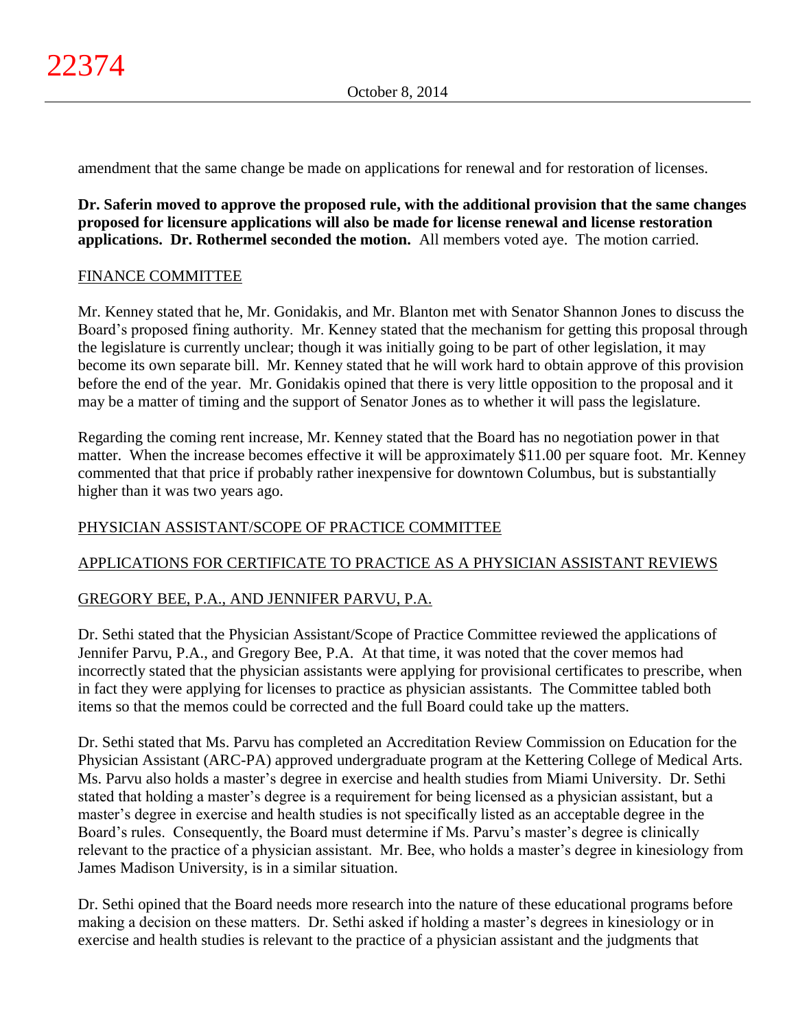amendment that the same change be made on applications for renewal and for restoration of licenses.

**Dr. Saferin moved to approve the proposed rule, with the additional provision that the same changes proposed for licensure applications will also be made for license renewal and license restoration applications. Dr. Rothermel seconded the motion.** All members voted aye. The motion carried.

FINANCE COMMITTEE

Mr. Kenney stated that he, Mr. Gonidakis, and Mr. Blanton met with Senator Shannon Jones to discuss the Board's proposed fining authority. Mr. Kenney stated that the mechanism for getting this proposal through the legislature is currently unclear; though it was initially going to be part of other legislation, it may become its own separate bill. Mr. Kenney stated that he will work hard to obtain approve of this provision before the end of the year. Mr. Gonidakis opined that there is very little opposition to the proposal and it may be a matter of timing and the support of Senator Jones as to whether it will pass the legislature.

Regarding the coming rent increase, Mr. Kenney stated that the Board has no negotiation power in that matter. When the increase becomes effective it will be approximately $11.00 per square foot. Mr. Kenney commented that that price if probably rather inexpensive for downtown Columbus, but is substantially higher than it was two years ago.

PHYSICIAN ASSISTANT/SCOPE OF PRACTICE COMMITTEE

APPLICATIONS FOR CERTIFICATE TO PRACTICE AS A PHYSICIAN ASSISTANT REVIEWS

GREGORY BEE, P.A., AND JENNIFER PARVU, P.A.

Dr. Sethi stated that the Physician Assistant/Scope of Practice Committee reviewed the applications of Jennifer Parvu, P.A., and Gregory Bee, P.A. At that time, it was noted that the cover memos had incorrectly stated that the physician assistants were applying for provisional certificates to prescribe, when in fact they were applying for licenses to practice as physician assistants. The Committee tabled both items so that the memos could be corrected and the full Board could take up the matters.

Dr. Sethi stated that Ms. Parvu has completed an Accreditation Review Commission on Education for the Physician Assistant (ARC-PA) approved undergraduate program at the Kettering College of Medical Arts. Ms. Parvu also holds a master's degree in exercise and health studies from Miami University. Dr. Sethi stated that holding a master's degree is a requirement for being licensed as a physician assistant, but a master's degree in exercise and health studies is not specifically listed as an acceptable degree in the Board's rules. Consequently, the Board must determine if Ms. Parvu's master's degree is clinically relevant to the practice of a physician assistant. Mr. Bee, who holds a master's degree in kinesiology from James Madison University, is in a similar situation.

Dr. Sethi opined that the Board needs more research into the nature of these educational programs before making a decision on these matters. Dr. Sethi asked if holding a master's degrees in kinesiology or in exercise and health studies is relevant to the practice of a physician assistant and the judgments that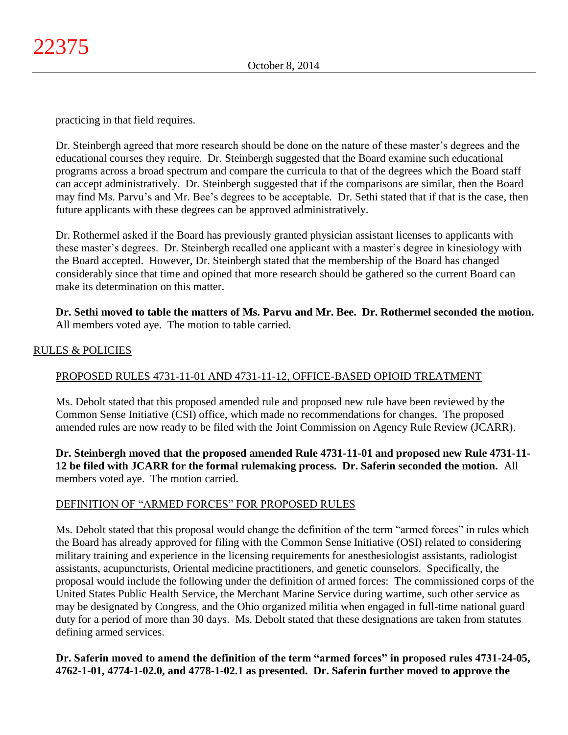practicing in that field requires.

Dr. Steinbergh agreed that more research should be done on the nature of these master's degrees and the educational courses they require. Dr. Steinbergh suggested that the Board examine such educational programs across a broad spectrum and compare the curricula to that of the degrees which the Board staff can accept administratively. Dr. Steinbergh suggested that if the comparisons are similar, then the Board may find Ms. Parvu's and Mr. Bee's degrees to be acceptable. Dr. Sethi stated that if that is the case, then future applicants with these degrees can be approved administratively.

Dr. Rothermel asked if the Board has previously granted physician assistant licenses to applicants with these master's degrees. Dr. Steinbergh recalled one applicant with a master's degree in kinesiology with the Board accepted. However, Dr. Steinbergh stated that the membership of the Board has changed considerably since that time and opined that more research should be gathered so the current Board can make its determination on this matter.

**Dr. Sethi moved to table the matters of Ms. Parvu and Mr. Bee. Dr. Rothermel seconded the motion.** All members voted aye. The motion to table carried.

## RULES & POLICIES

### PROPOSED RULES 4731-11-01 AND 4731-11-12, OFFICE-BASED OPIOID TREATMENT

Ms. Debolt stated that this proposed amended rule and proposed new rule have been reviewed by the Common Sense Initiative (CSI) office, which made no recommendations for changes. The proposed amended rules are now ready to be filed with the Joint Commission on Agency Rule Review (JCARR).

**Dr. Steinbergh moved that the proposed amended Rule 4731-11-01 and proposed new Rule 4731-11-12 be filed with JCARR for the formal rulemaking process. Dr. Saferin seconded the motion.** All members voted aye. The motion carried.

### DEFINITION OF "ARMED FORCES" FOR PROPOSED RULES

Ms. Debolt stated that this proposal would change the definition of the term "armed forces" in rules which the Board has already approved for filing with the Common Sense Initiative (OSI) related to considering military training and experience in the licensing requirements for anesthesiologist assistants, radiologist assistants, acupuncturists, Oriental medicine practitioners, and genetic counselors. Specifically, the proposal would include the following under the definition of armed forces: The commissioned corps of the United States Public Health Service, the Merchant Marine Service during wartime, such other service as may be designated by Congress, and the Ohio organized militia when engaged in full-time national guard duty for a period of more than 30 days. Ms. Debolt stated that these designations are taken from statutes defining armed services.

**Dr. Saferin moved to amend the definition of the term "armed forces" in proposed rules 4731-24-05, 4762-1-01, 4774-1-02.0, and 4778-1-02.1 as presented. Dr. Saferin further moved to approve the**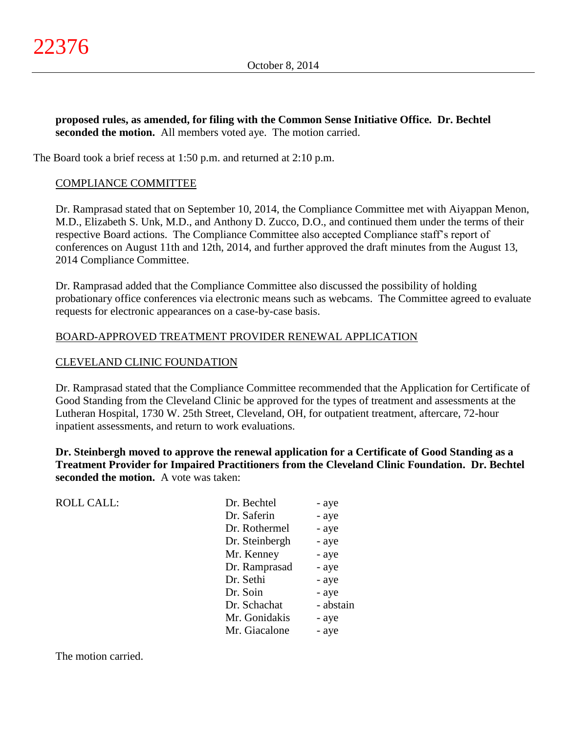**proposed rules, as amended, for filing with the Common Sense Initiative Office. Dr. Bechtel seconded the motion.** All members voted aye. The motion carried.

The Board took a brief recess at 1:50 p.m. and returned at 2:10 p.m.

COMPLIANCE COMMITTEE

Dr. Ramprasad stated that on September 10, 2014, the Compliance Committee met with Aiyappan Menon, M.D., Elizabeth S. Unk, M.D., and Anthony D. Zucco, D.O., and continued them under the terms of their respective Board actions. The Compliance Committee also accepted Compliance staff's report of conferences on August 11th and 12th, 2014, and further approved the draft minutes from the August 13, 2014 Compliance Committee.

Dr. Ramprasad added that the Compliance Committee also discussed the possibility of holding probationary office conferences via electronic means such as webcams. The Committee agreed to evaluate requests for electronic appearances on a case-by-case basis.

BOARD-APPROVED TREATMENT PROVIDER RENEWAL APPLICATION

CLEVELAND CLINIC FOUNDATION

Dr. Ramprasad stated that the Compliance Committee recommended that the Application for Certificate of Good Standing from the Cleveland Clinic be approved for the types of treatment and assessments at the Lutheran Hospital, 1730 W. 25th Street, Cleveland, OH, for outpatient treatment, aftercare, 72-hour inpatient assessments, and return to work evaluations.

**Dr. Steinbergh moved to approve the renewal application for a Certificate of Good Standing as a Treatment Provider for Impaired Practitioners from the Cleveland Clinic Foundation. Dr. Bechtel seconded the motion.** A vote was taken:

| ROLL CALL: | | |
|---|---|---|
| | Dr. Bechtel | - aye |
| | Dr. Saferin | - aye |
| | Dr. Rothermel | - aye |
| | Dr. Steinbergh | - aye |
| | Mr. Kenney | - aye |
| | Dr. Ramprasad | - aye |
| | Dr. Sethi | - aye |
| | Dr. Soin | - aye |
| | Dr. Schachat | - abstain |
| | Mr. Gonidakis | - aye |
| | Mr. Giacalone | - aye |

The motion carried.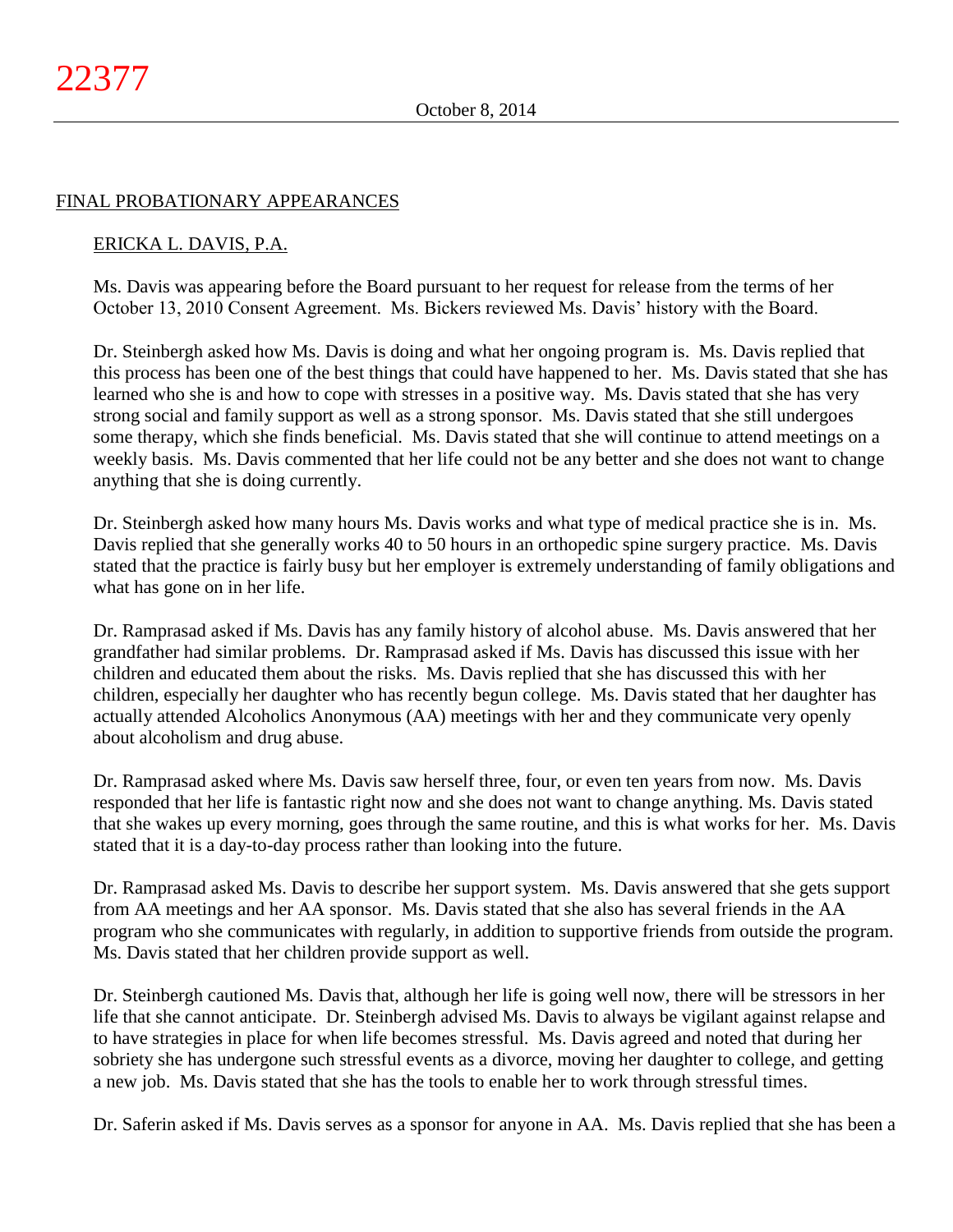## FINAL PROBATIONARY APPEARANCES

### ERICKA L. DAVIS, P.A.

Ms. Davis was appearing before the Board pursuant to her request for release from the terms of her October 13, 2010 Consent Agreement. Ms. Bickers reviewed Ms. Davis' history with the Board.

Dr. Steinbergh asked how Ms. Davis is doing and what her ongoing program is. Ms. Davis replied that this process has been one of the best things that could have happened to her. Ms. Davis stated that she has learned who she is and how to cope with stresses in a positive way. Ms. Davis stated that she has very strong social and family support as well as a strong sponsor. Ms. Davis stated that she still undergoes some therapy, which she finds beneficial. Ms. Davis stated that she will continue to attend meetings on a weekly basis. Ms. Davis commented that her life could not be any better and she does not want to change anything that she is doing currently.

Dr. Steinbergh asked how many hours Ms. Davis works and what type of medical practice she is in. Ms. Davis replied that she generally works 40 to 50 hours in an orthopedic spine surgery practice. Ms. Davis stated that the practice is fairly busy but her employer is extremely understanding of family obligations and what has gone on in her life.

Dr. Ramprasad asked if Ms. Davis has any family history of alcohol abuse. Ms. Davis answered that her grandfather had similar problems. Dr. Ramprasad asked if Ms. Davis has discussed this issue with her children and educated them about the risks. Ms. Davis replied that she has discussed this with her children, especially her daughter who has recently begun college. Ms. Davis stated that her daughter has actually attended Alcoholics Anonymous (AA) meetings with her and they communicate very openly about alcoholism and drug abuse.

Dr. Ramprasad asked where Ms. Davis saw herself three, four, or even ten years from now. Ms. Davis responded that her life is fantastic right now and she does not want to change anything. Ms. Davis stated that she wakes up every morning, goes through the same routine, and this is what works for her. Ms. Davis stated that it is a day-to-day process rather than looking into the future.

Dr. Ramprasad asked Ms. Davis to describe her support system. Ms. Davis answered that she gets support from AA meetings and her AA sponsor. Ms. Davis stated that she also has several friends in the AA program who she communicates with regularly, in addition to supportive friends from outside the program. Ms. Davis stated that her children provide support as well.

Dr. Steinbergh cautioned Ms. Davis that, although her life is going well now, there will be stressors in her life that she cannot anticipate. Dr. Steinbergh advised Ms. Davis to always be vigilant against relapse and to have strategies in place for when life becomes stressful. Ms. Davis agreed and noted that during her sobriety she has undergone such stressful events as a divorce, moving her daughter to college, and getting a new job. Ms. Davis stated that she has the tools to enable her to work through stressful times.

Dr. Saferin asked if Ms. Davis serves as a sponsor for anyone in AA. Ms. Davis replied that she has been a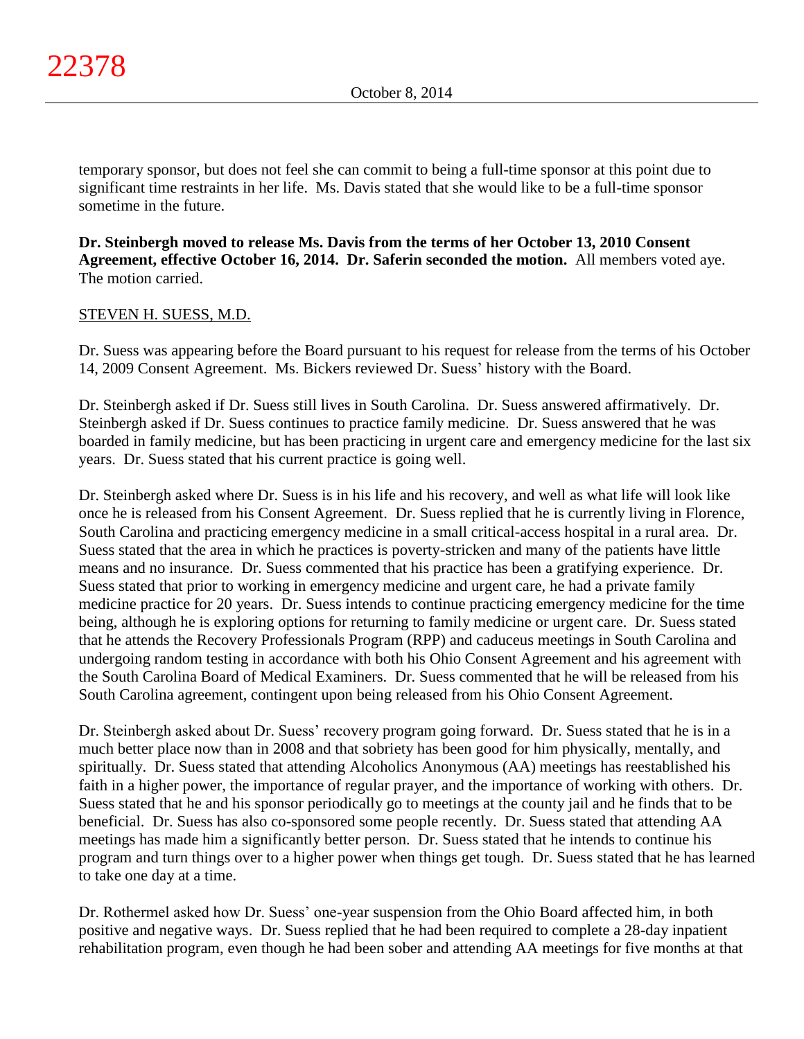temporary sponsor, but does not feel she can commit to being a full-time sponsor at this point due to significant time restraints in her life. Ms. Davis stated that she would like to be a full-time sponsor sometime in the future.

**Dr. Steinbergh moved to release Ms. Davis from the terms of her October 13, 2010 Consent Agreement, effective October 16, 2014. Dr. Saferin seconded the motion.** All members voted aye. The motion carried.

STEVEN H. SUESS, M.D.

Dr. Suess was appearing before the Board pursuant to his request for release from the terms of his October 14, 2009 Consent Agreement. Ms. Bickers reviewed Dr. Suess' history with the Board.

Dr. Steinbergh asked if Dr. Suess still lives in South Carolina. Dr. Suess answered affirmatively. Dr. Steinbergh asked if Dr. Suess continues to practice family medicine. Dr. Suess answered that he was boarded in family medicine, but has been practicing in urgent care and emergency medicine for the last six years. Dr. Suess stated that his current practice is going well.

Dr. Steinbergh asked where Dr. Suess is in his life and his recovery, and well as what life will look like once he is released from his Consent Agreement. Dr. Suess replied that he is currently living in Florence, South Carolina and practicing emergency medicine in a small critical-access hospital in a rural area. Dr. Suess stated that the area in which he practices is poverty-stricken and many of the patients have little means and no insurance. Dr. Suess commented that his practice has been a gratifying experience. Dr. Suess stated that prior to working in emergency medicine and urgent care, he had a private family medicine practice for 20 years. Dr. Suess intends to continue practicing emergency medicine for the time being, although he is exploring options for returning to family medicine or urgent care. Dr. Suess stated that he attends the Recovery Professionals Program (RPP) and caduceus meetings in South Carolina and undergoing random testing in accordance with both his Ohio Consent Agreement and his agreement with the South Carolina Board of Medical Examiners. Dr. Suess commented that he will be released from his South Carolina agreement, contingent upon being released from his Ohio Consent Agreement.

Dr. Steinbergh asked about Dr. Suess' recovery program going forward. Dr. Suess stated that he is in a much better place now than in 2008 and that sobriety has been good for him physically, mentally, and spiritually. Dr. Suess stated that attending Alcoholics Anonymous (AA) meetings has reestablished his faith in a higher power, the importance of regular prayer, and the importance of working with others. Dr. Suess stated that he and his sponsor periodically go to meetings at the county jail and he finds that to be beneficial. Dr. Suess has also co-sponsored some people recently. Dr. Suess stated that attending AA meetings has made him a significantly better person. Dr. Suess stated that he intends to continue his program and turn things over to a higher power when things get tough. Dr. Suess stated that he has learned to take one day at a time.

Dr. Rothermel asked how Dr. Suess' one-year suspension from the Ohio Board affected him, in both positive and negative ways. Dr. Suess replied that he had been required to complete a 28-day inpatient rehabilitation program, even though he had been sober and attending AA meetings for five months at that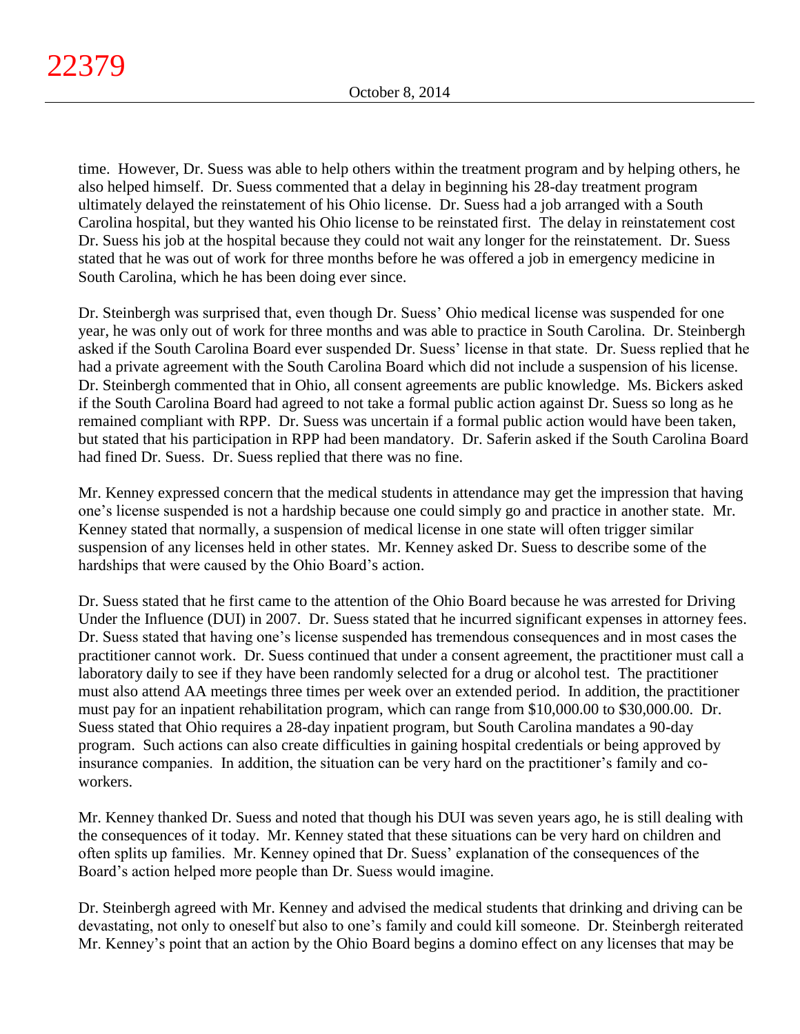time. However, Dr. Suess was able to help others within the treatment program and by helping others, he also helped himself. Dr. Suess commented that a delay in beginning his 28-day treatment program ultimately delayed the reinstatement of his Ohio license. Dr. Suess had a job arranged with a South Carolina hospital, but they wanted his Ohio license to be reinstated first. The delay in reinstatement cost Dr. Suess his job at the hospital because they could not wait any longer for the reinstatement. Dr. Suess stated that he was out of work for three months before he was offered a job in emergency medicine in South Carolina, which he has been doing ever since.

Dr. Steinbergh was surprised that, even though Dr. Suess' Ohio medical license was suspended for one year, he was only out of work for three months and was able to practice in South Carolina. Dr. Steinbergh asked if the South Carolina Board ever suspended Dr. Suess' license in that state. Dr. Suess replied that he had a private agreement with the South Carolina Board which did not include a suspension of his license. Dr. Steinbergh commented that in Ohio, all consent agreements are public knowledge. Ms. Bickers asked if the South Carolina Board had agreed to not take a formal public action against Dr. Suess so long as he remained compliant with RPP. Dr. Suess was uncertain if a formal public action would have been taken, but stated that his participation in RPP had been mandatory. Dr. Saferin asked if the South Carolina Board had fined Dr. Suess. Dr. Suess replied that there was no fine.

Mr. Kenney expressed concern that the medical students in attendance may get the impression that having one's license suspended is not a hardship because one could simply go and practice in another state. Mr. Kenney stated that normally, a suspension of medical license in one state will often trigger similar suspension of any licenses held in other states. Mr. Kenney asked Dr. Suess to describe some of the hardships that were caused by the Ohio Board's action.

Dr. Suess stated that he first came to the attention of the Ohio Board because he was arrested for Driving Under the Influence (DUI) in 2007. Dr. Suess stated that he incurred significant expenses in attorney fees. Dr. Suess stated that having one's license suspended has tremendous consequences and in most cases the practitioner cannot work. Dr. Suess continued that under a consent agreement, the practitioner must call a laboratory daily to see if they have been randomly selected for a drug or alcohol test. The practitioner must also attend AA meetings three times per week over an extended period. In addition, the practitioner must pay for an inpatient rehabilitation program, which can range from $10,000.00 to $30,000.00. Dr. Suess stated that Ohio requires a 28-day inpatient program, but South Carolina mandates a 90-day program. Such actions can also create difficulties in gaining hospital credentials or being approved by insurance companies. In addition, the situation can be very hard on the practitioner's family and co-workers.

Mr. Kenney thanked Dr. Suess and noted that though his DUI was seven years ago, he is still dealing with the consequences of it today. Mr. Kenney stated that these situations can be very hard on children and often splits up families. Mr. Kenney opined that Dr. Suess' explanation of the consequences of the Board's action helped more people than Dr. Suess would imagine.

Dr. Steinbergh agreed with Mr. Kenney and advised the medical students that drinking and driving can be devastating, not only to oneself but also to one's family and could kill someone. Dr. Steinbergh reiterated Mr. Kenney's point that an action by the Ohio Board begins a domino effect on any licenses that may be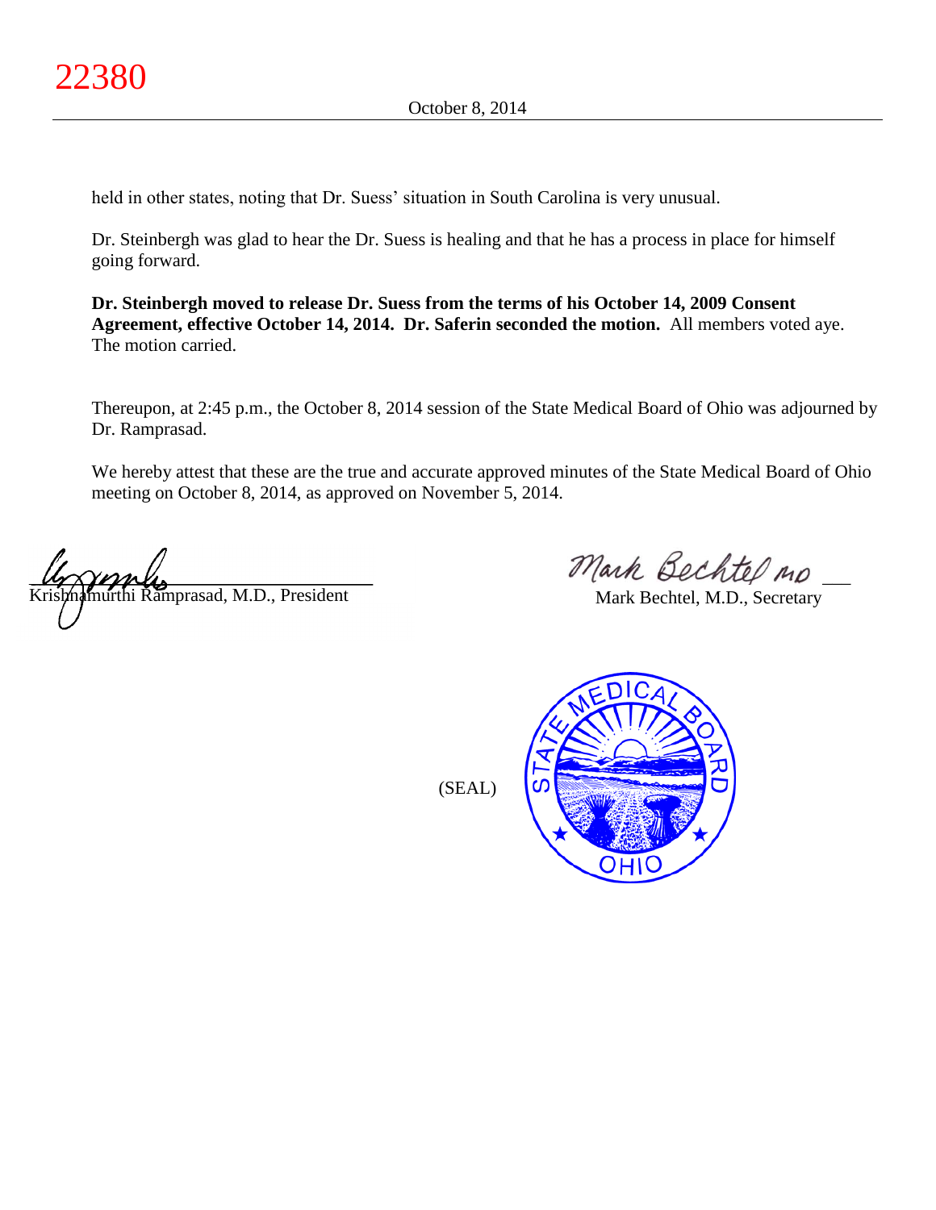held in other states, noting that Dr. Suess' situation in South Carolina is very unusual.

Dr. Steinbergh was glad to hear the Dr. Suess is healing and that he has a process in place for himself going forward.

**Dr. Steinbergh moved to release Dr. Suess from the terms of his October 14, 2009 Consent Agreement, effective October 14, 2014. Dr. Saferin seconded the motion.** All members voted aye. The motion carried.

Thereupon, at 2:45 p.m., the October 8, 2014 session of the State Medical Board of Ohio was adjourned by Dr. Ramprasad.

We hereby attest that these are the true and accurate approved minutes of the State Medical Board of Ohio meeting on October 8, 2014, as approved on November 5, 2014.

Krishnamurthi Ramprasad, M.D., President

Mark Bechtel, M.D., Secretary

(SEAL)